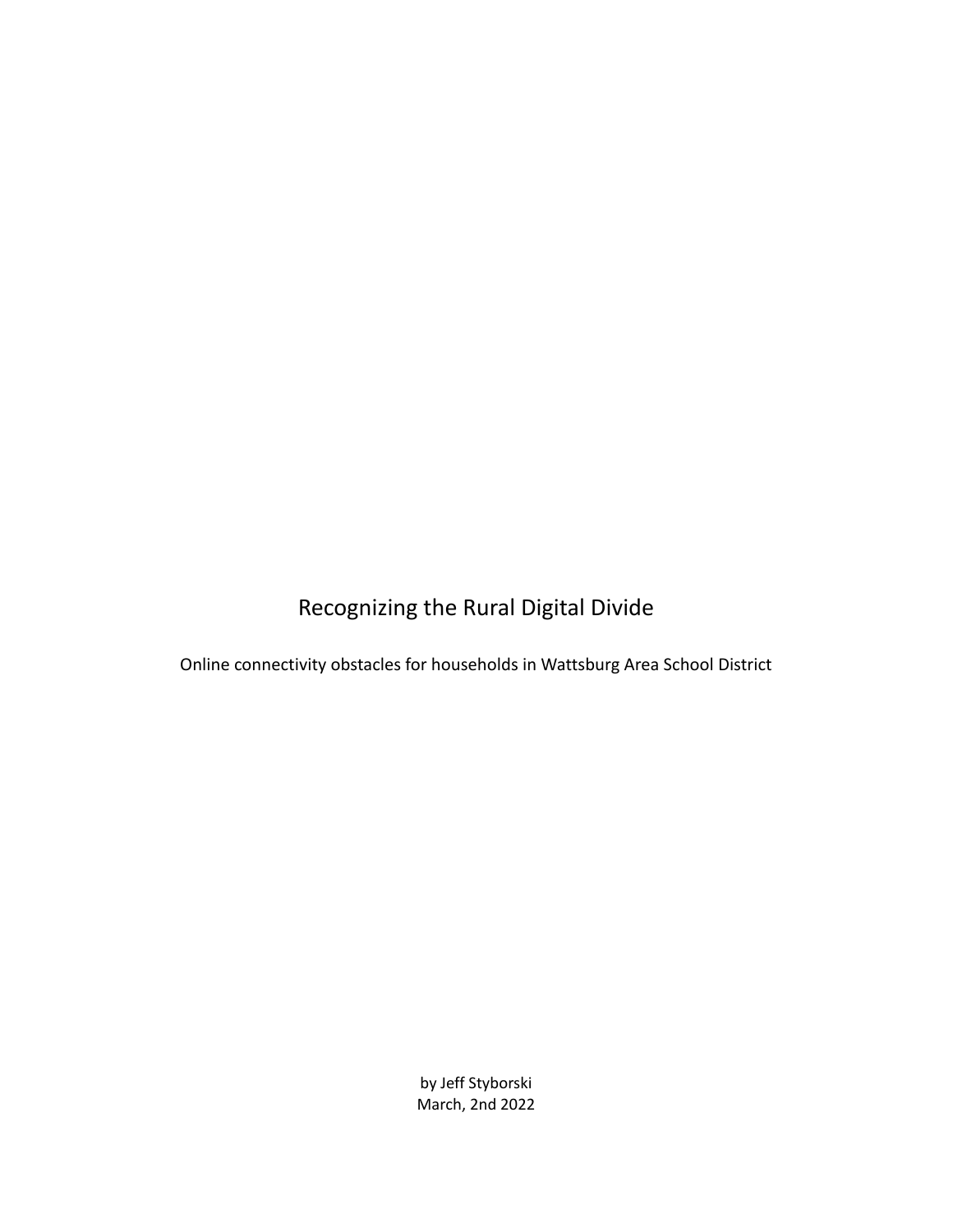# Recognizing the Rural Digital Divide

Online connectivity obstacles for households in Wattsburg Area School District

by Jeff Styborski
March, 2nd 2022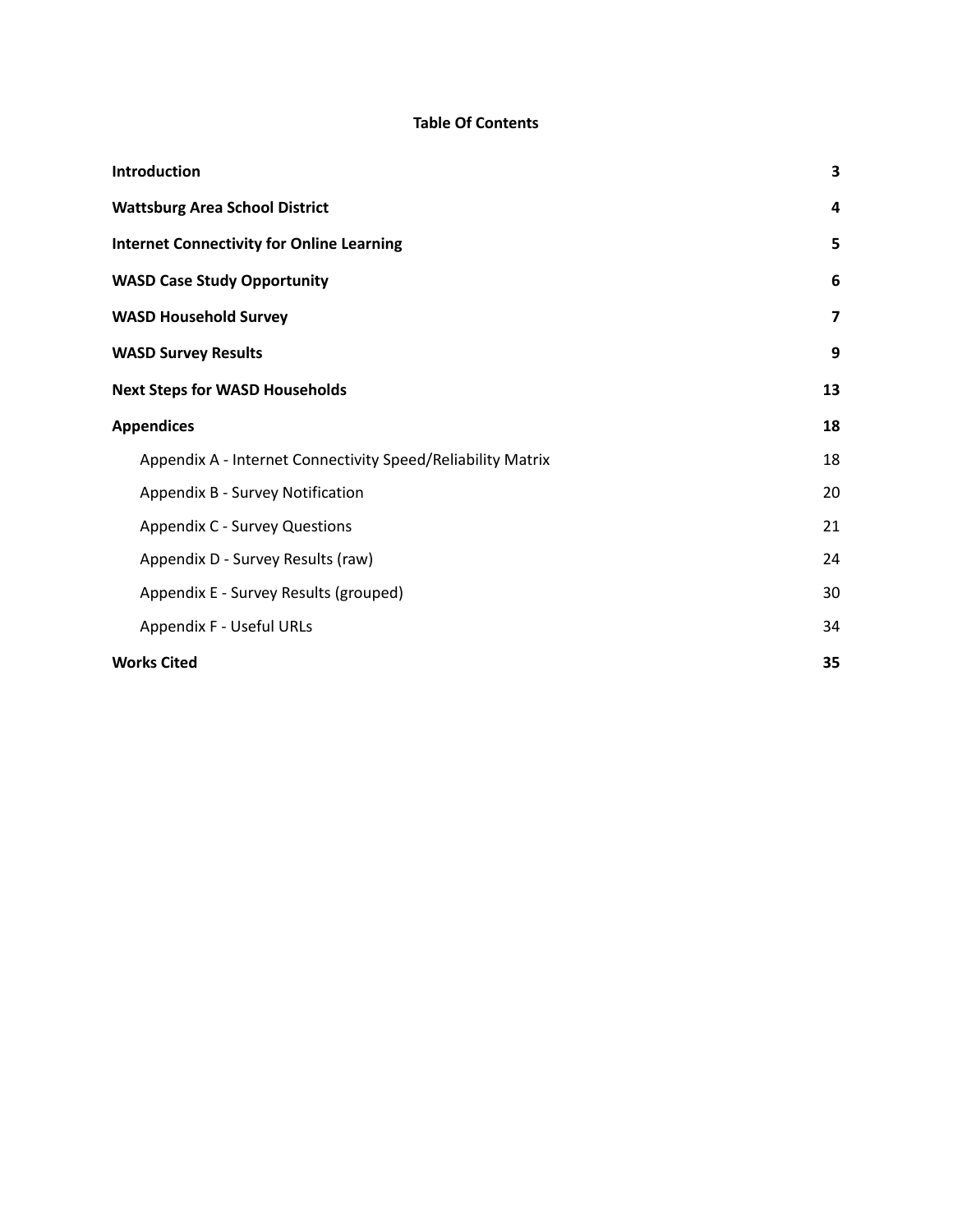**Table Of Contents**

| | |
|---|---|
| **Introduction** | **3** |
| **Wattsburg Area School District** | **4** |
| **Internet Connectivity for Online Learning** | **5** |
| **WASD Case Study Opportunity** | **6** |
| **WASD Household Survey** | **7** |
| **WASD Survey Results** | **9** |
| **Next Steps for WASD Households** | **13** |
| **Appendices** | **18** |
| Appendix A - Internet Connectivity Speed/Reliability Matrix | 18 |
| Appendix B - Survey Notification | 20 |
| Appendix C - Survey Questions | 21 |
| Appendix D - Survey Results (raw) | 24 |
| Appendix E - Survey Results (grouped) | 30 |
| Appendix F - Useful URLs | 34 |
| **Works Cited** | **35** |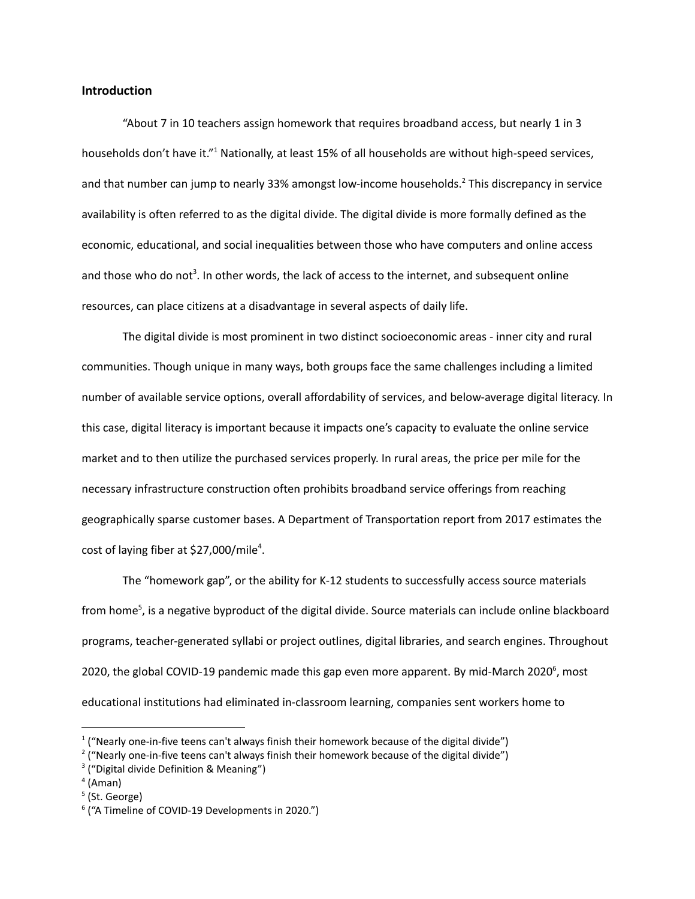## Introduction

"About 7 in 10 teachers assign homework that requires broadband access, but nearly 1 in 3 households don't have it."[1] Nationally, at least 15% of all households are without high-speed services, and that number can jump to nearly 33% amongst low-income households.[2] This discrepancy in service availability is often referred to as the digital divide. The digital divide is more formally defined as the economic, educational, and social inequalities between those who have computers and online access and those who do not[3]. In other words, the lack of access to the internet, and subsequent online resources, can place citizens at a disadvantage in several aspects of daily life.

The digital divide is most prominent in two distinct socioeconomic areas - inner city and rural communities. Though unique in many ways, both groups face the same challenges including a limited number of available service options, overall affordability of services, and below-average digital literacy. In this case, digital literacy is important because it impacts one's capacity to evaluate the online service market and to then utilize the purchased services properly. In rural areas, the price per mile for the necessary infrastructure construction often prohibits broadband service offerings from reaching geographically sparse customer bases. A Department of Transportation report from 2017 estimates the cost of laying fiber at $27,000/mile[4].

The "homework gap", or the ability for K-12 students to successfully access source materials from home[5], is a negative byproduct of the digital divide. Source materials can include online blackboard programs, teacher-generated syllabi or project outlines, digital libraries, and search engines. Throughout 2020, the global COVID-19 pandemic made this gap even more apparent. By mid-March 2020[6], most educational institutions had eliminated in-classroom learning, companies sent workers home to

---

[1] ("Nearly one-in-five teens can't always finish their homework because of the digital divide")

[2] ("Nearly one-in-five teens can't always finish their homework because of the digital divide")

[3] ("Digital divide Definition & Meaning")

[4] (Aman)

[5] (St. George)

[6] ("A Timeline of COVID-19 Developments in 2020.")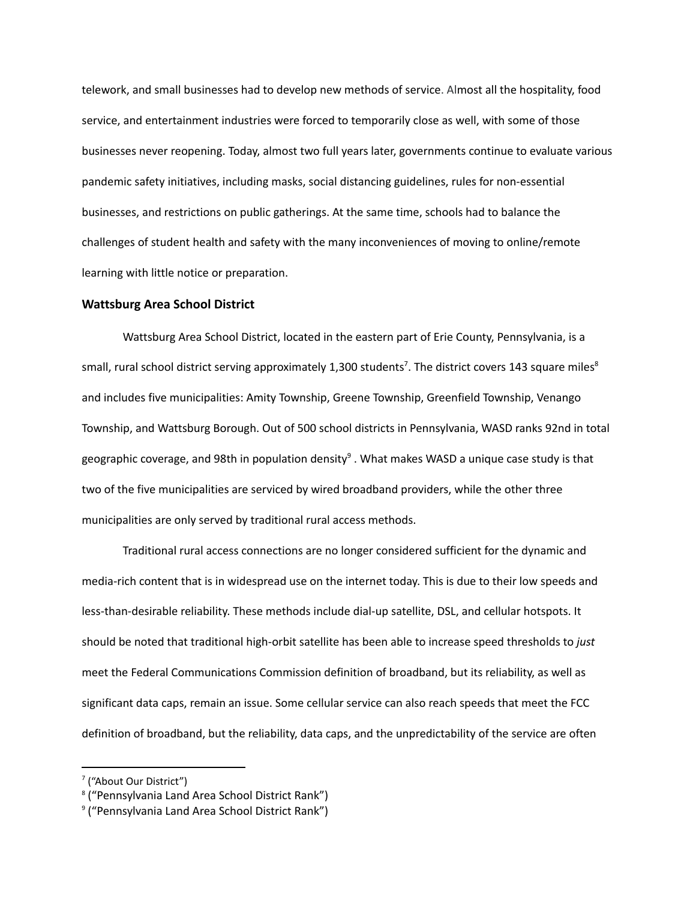telework, and small businesses had to develop new methods of service. Almost all the hospitality, food service, and entertainment industries were forced to temporarily close as well, with some of those businesses never reopening. Today, almost two full years later, governments continue to evaluate various pandemic safety initiatives, including masks, social distancing guidelines, rules for non-essential businesses, and restrictions on public gatherings. At the same time, schools had to balance the challenges of student health and safety with the many inconveniences of moving to online/remote learning with little notice or preparation.

### Wattsburg Area School District

Wattsburg Area School District, located in the eastern part of Erie County, Pennsylvania, is a small, rural school district serving approximately 1,300 students[7]. The district covers 143 square miles[8] and includes five municipalities: Amity Township, Greene Township, Greenfield Township, Venango Township, and Wattsburg Borough. Out of 500 school districts in Pennsylvania, WASD ranks 92nd in total geographic coverage, and 98th in population density[9] . What makes WASD a unique case study is that two of the five municipalities are serviced by wired broadband providers, while the other three municipalities are only served by traditional rural access methods.

Traditional rural access connections are no longer considered sufficient for the dynamic and media-rich content that is in widespread use on the internet today. This is due to their low speeds and less-than-desirable reliability. These methods include dial-up satellite, DSL, and cellular hotspots. It should be noted that traditional high-orbit satellite has been able to increase speed thresholds to *just* meet the Federal Communications Commission definition of broadband, but its reliability, as well as significant data caps, remain an issue. Some cellular service can also reach speeds that meet the FCC definition of broadband, but the reliability, data caps, and the unpredictability of the service are often

[7] ("About Our District")
[8] ("Pennsylvania Land Area School District Rank")
[9] ("Pennsylvania Land Area School District Rank")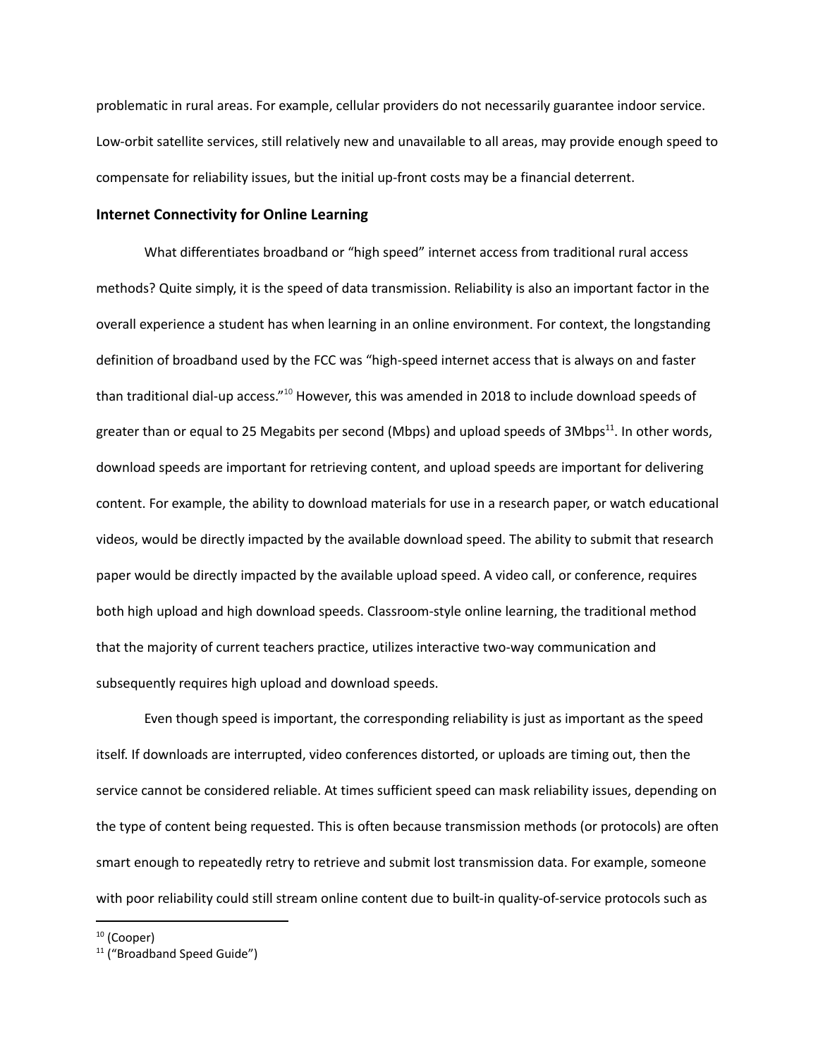problematic in rural areas. For example, cellular providers do not necessarily guarantee indoor service. Low-orbit satellite services, still relatively new and unavailable to all areas, may provide enough speed to compensate for reliability issues, but the initial up-front costs may be a financial deterrent.

## Internet Connectivity for Online Learning

What differentiates broadband or "high speed" internet access from traditional rural access methods? Quite simply, it is the speed of data transmission. Reliability is also an important factor in the overall experience a student has when learning in an online environment. For context, the longstanding definition of broadband used by the FCC was "high-speed internet access that is always on and faster than traditional dial-up access."[10] However, this was amended in 2018 to include download speeds of greater than or equal to 25 Megabits per second (Mbps) and upload speeds of 3Mbps[11]. In other words, download speeds are important for retrieving content, and upload speeds are important for delivering content. For example, the ability to download materials for use in a research paper, or watch educational videos, would be directly impacted by the available download speed. The ability to submit that research paper would be directly impacted by the available upload speed. A video call, or conference, requires both high upload and high download speeds. Classroom-style online learning, the traditional method that the majority of current teachers practice, utilizes interactive two-way communication and subsequently requires high upload and download speeds.

Even though speed is important, the corresponding reliability is just as important as the speed itself. If downloads are interrupted, video conferences distorted, or uploads are timing out, then the service cannot be considered reliable. At times sufficient speed can mask reliability issues, depending on the type of content being requested. This is often because transmission methods (or protocols) are often smart enough to repeatedly retry to retrieve and submit lost transmission data. For example, someone with poor reliability could still stream online content due to built-in quality-of-service protocols such as

[10] (Cooper)

[11] ("Broadband Speed Guide")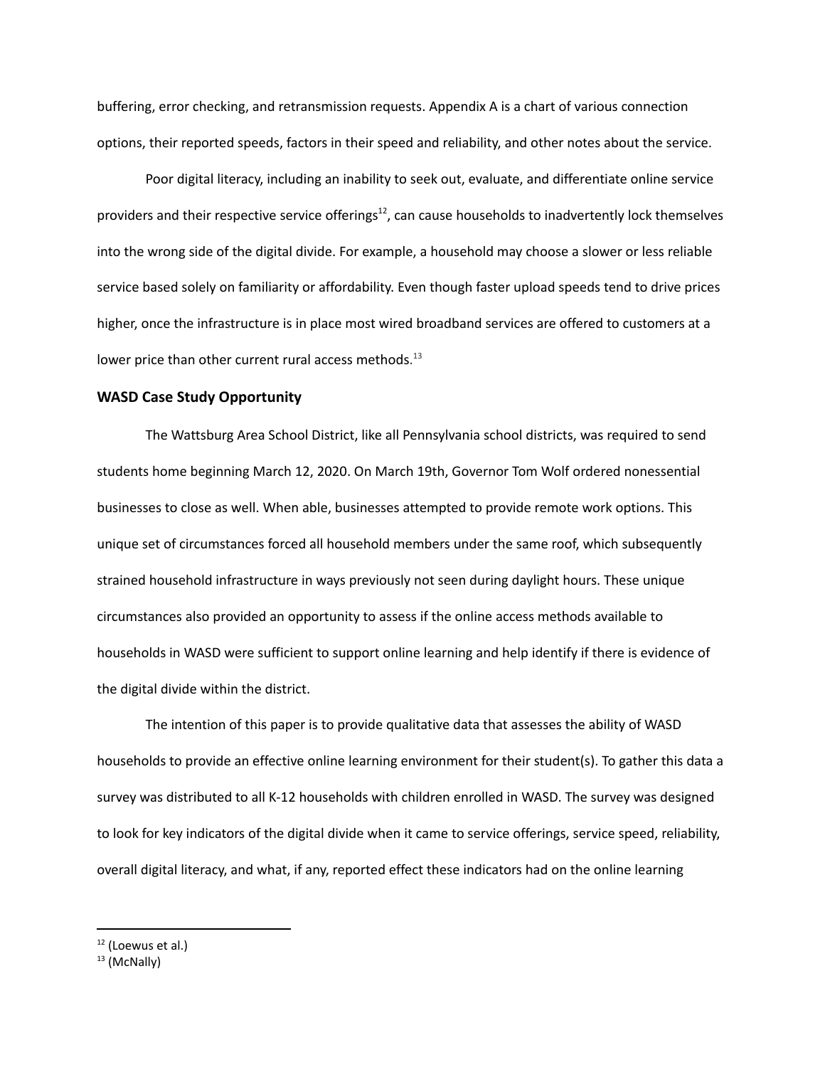buffering, error checking, and retransmission requests. Appendix A is a chart of various connection options, their reported speeds, factors in their speed and reliability, and other notes about the service.

Poor digital literacy, including an inability to seek out, evaluate, and differentiate online service providers and their respective service offerings[12], can cause households to inadvertently lock themselves into the wrong side of the digital divide. For example, a household may choose a slower or less reliable service based solely on familiarity or affordability. Even though faster upload speeds tend to drive prices higher, once the infrastructure is in place most wired broadband services are offered to customers at a lower price than other current rural access methods.[13]

### WASD Case Study Opportunity

The Wattsburg Area School District, like all Pennsylvania school districts, was required to send students home beginning March 12, 2020. On March 19th, Governor Tom Wolf ordered nonessential businesses to close as well. When able, businesses attempted to provide remote work options. This unique set of circumstances forced all household members under the same roof, which subsequently strained household infrastructure in ways previously not seen during daylight hours. These unique circumstances also provided an opportunity to assess if the online access methods available to households in WASD were sufficient to support online learning and help identify if there is evidence of the digital divide within the district.

The intention of this paper is to provide qualitative data that assesses the ability of WASD households to provide an effective online learning environment for their student(s). To gather this data a survey was distributed to all K-12 households with children enrolled in WASD. The survey was designed to look for key indicators of the digital divide when it came to service offerings, service speed, reliability, overall digital literacy, and what, if any, reported effect these indicators had on the online learning

[12] (Loewus et al.)

[13] (McNally)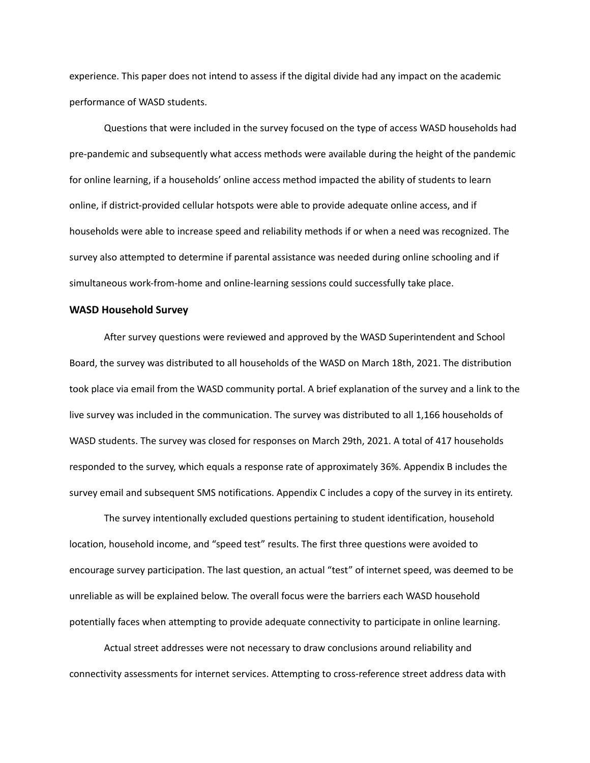experience. This paper does not intend to assess if the digital divide had any impact on the academic performance of WASD students.

Questions that were included in the survey focused on the type of access WASD households had pre-pandemic and subsequently what access methods were available during the height of the pandemic for online learning, if a households' online access method impacted the ability of students to learn online, if district-provided cellular hotspots were able to provide adequate online access, and if households were able to increase speed and reliability methods if or when a need was recognized. The survey also attempted to determine if parental assistance was needed during online schooling and if simultaneous work-from-home and online-learning sessions could successfully take place.

**WASD Household Survey**

After survey questions were reviewed and approved by the WASD Superintendent and School Board, the survey was distributed to all households of the WASD on March 18th, 2021. The distribution took place via email from the WASD community portal. A brief explanation of the survey and a link to the live survey was included in the communication. The survey was distributed to all 1,166 households of WASD students. The survey was closed for responses on March 29th, 2021. A total of 417 households responded to the survey, which equals a response rate of approximately 36%. Appendix B includes the survey email and subsequent SMS notifications. Appendix C includes a copy of the survey in its entirety.

The survey intentionally excluded questions pertaining to student identification, household location, household income, and "speed test" results. The first three questions were avoided to encourage survey participation. The last question, an actual "test" of internet speed, was deemed to be unreliable as will be explained below. The overall focus were the barriers each WASD household potentially faces when attempting to provide adequate connectivity to participate in online learning.

Actual street addresses were not necessary to draw conclusions around reliability and connectivity assessments for internet services. Attempting to cross-reference street address data with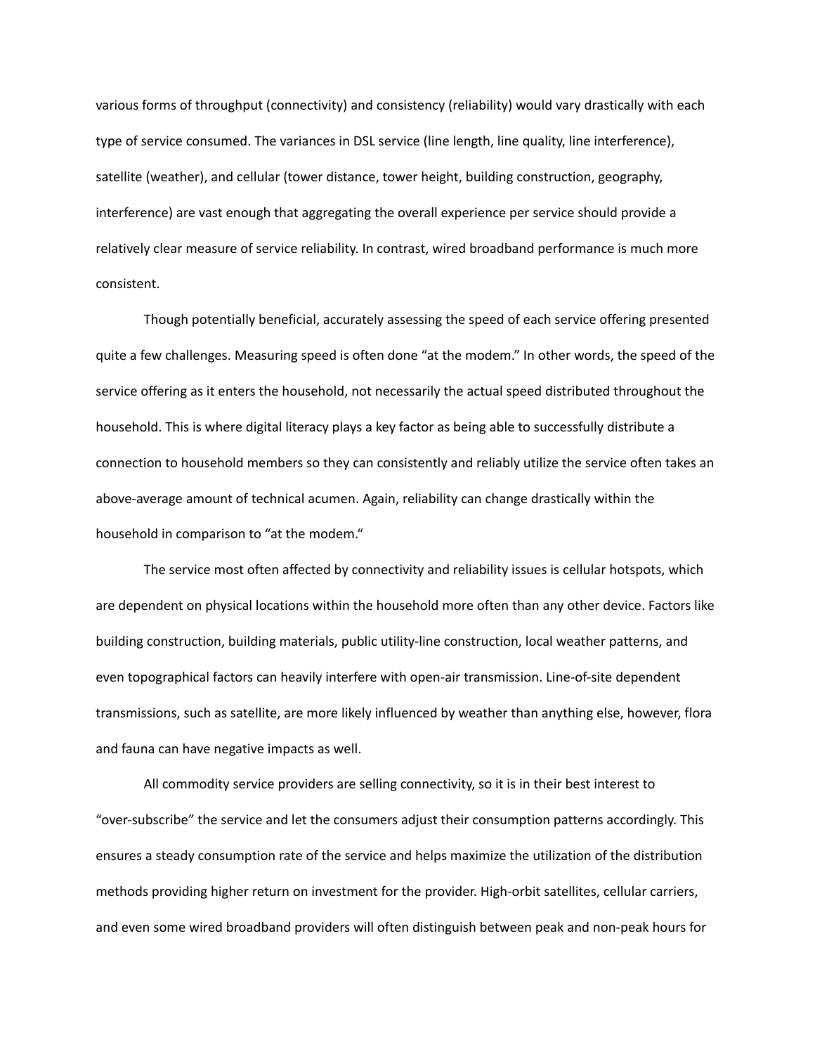various forms of throughput (connectivity) and consistency (reliability) would vary drastically with each type of service consumed. The variances in DSL service (line length, line quality, line interference), satellite (weather), and cellular (tower distance, tower height, building construction, geography, interference) are vast enough that aggregating the overall experience per service should provide a relatively clear measure of service reliability. In contrast, wired broadband performance is much more consistent.

Though potentially beneficial, accurately assessing the speed of each service offering presented quite a few challenges. Measuring speed is often done "at the modem." In other words, the speed of the service offering as it enters the household, not necessarily the actual speed distributed throughout the household. This is where digital literacy plays a key factor as being able to successfully distribute a connection to household members so they can consistently and reliably utilize the service often takes an above-average amount of technical acumen. Again, reliability can change drastically within the household in comparison to "at the modem."

The service most often affected by connectivity and reliability issues is cellular hotspots, which are dependent on physical locations within the household more often than any other device. Factors like building construction, building materials, public utility-line construction, local weather patterns, and even topographical factors can heavily interfere with open-air transmission. Line-of-site dependent transmissions, such as satellite, are more likely influenced by weather than anything else, however, flora and fauna can have negative impacts as well.

All commodity service providers are selling connectivity, so it is in their best interest to "over-subscribe" the service and let the consumers adjust their consumption patterns accordingly. This ensures a steady consumption rate of the service and helps maximize the utilization of the distribution methods providing higher return on investment for the provider. High-orbit satellites, cellular carriers, and even some wired broadband providers will often distinguish between peak and non-peak hours for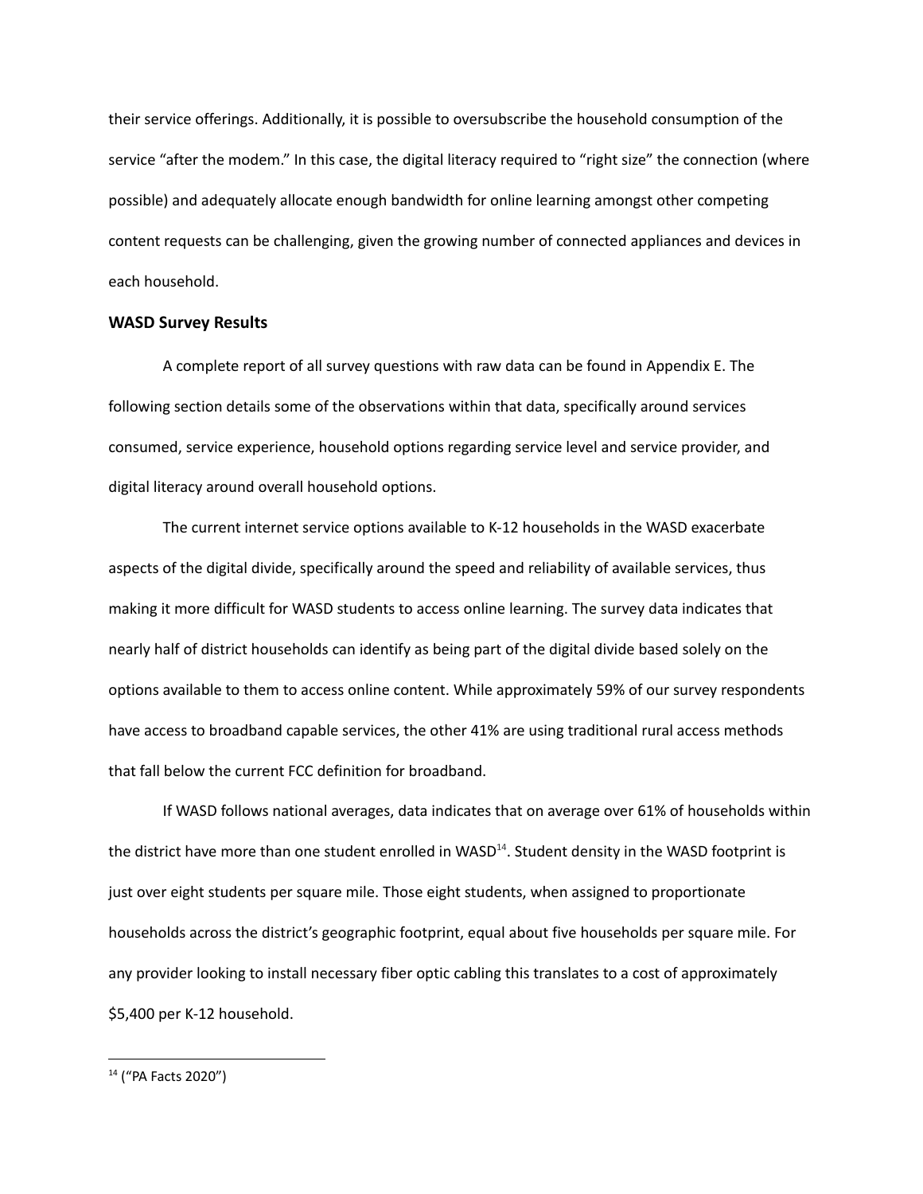their service offerings. Additionally, it is possible to oversubscribe the household consumption of the service "after the modem." In this case, the digital literacy required to "right size" the connection (where possible) and adequately allocate enough bandwidth for online learning amongst other competing content requests can be challenging, given the growing number of connected appliances and devices in each household.

### WASD Survey Results

A complete report of all survey questions with raw data can be found in Appendix E. The following section details some of the observations within that data, specifically around services consumed, service experience, household options regarding service level and service provider, and digital literacy around overall household options.

The current internet service options available to K-12 households in the WASD exacerbate aspects of the digital divide, specifically around the speed and reliability of available services, thus making it more difficult for WASD students to access online learning. The survey data indicates that nearly half of district households can identify as being part of the digital divide based solely on the options available to them to access online content. While approximately 59% of our survey respondents have access to broadband capable services, the other 41% are using traditional rural access methods that fall below the current FCC definition for broadband.

If WASD follows national averages, data indicates that on average over 61% of households within the district have more than one student enrolled in WASD[14]. Student density in the WASD footprint is just over eight students per square mile. Those eight students, when assigned to proportionate households across the district's geographic footprint, equal about five households per square mile. For any provider looking to install necessary fiber optic cabling this translates to a cost of approximately $5,400 per K-12 household.

[14] ("PA Facts 2020")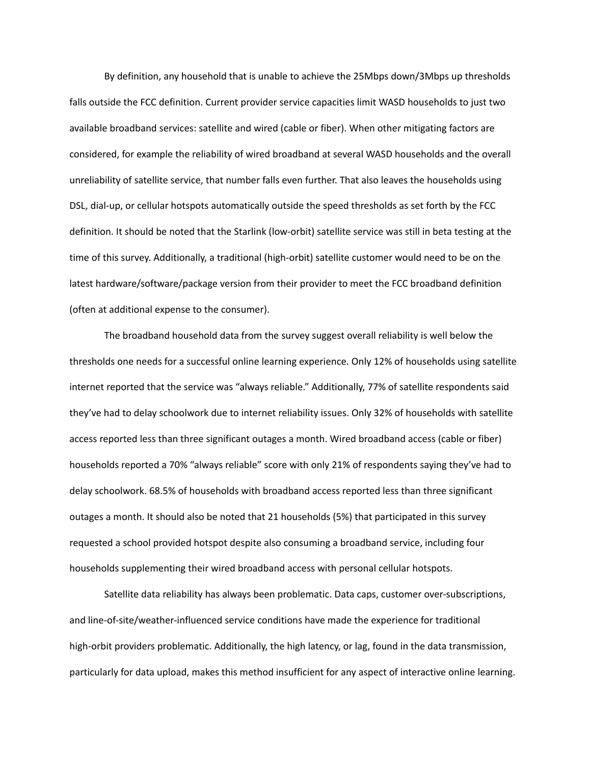By definition, any household that is unable to achieve the 25Mbps down/3Mbps up thresholds falls outside the FCC definition. Current provider service capacities limit WASD households to just two available broadband services: satellite and wired (cable or fiber). When other mitigating factors are considered, for example the reliability of wired broadband at several WASD households and the overall unreliability of satellite service, that number falls even further. That also leaves the households using DSL, dial-up, or cellular hotspots automatically outside the speed thresholds as set forth by the FCC definition. It should be noted that the Starlink (low-orbit) satellite service was still in beta testing at the time of this survey. Additionally, a traditional (high-orbit) satellite customer would need to be on the latest hardware/software/package version from their provider to meet the FCC broadband definition (often at additional expense to the consumer).

The broadband household data from the survey suggest overall reliability is well below the thresholds one needs for a successful online learning experience. Only 12% of households using satellite internet reported that the service was "always reliable." Additionally, 77% of satellite respondents said they've had to delay schoolwork due to internet reliability issues. Only 32% of households with satellite access reported less than three significant outages a month. Wired broadband access (cable or fiber) households reported a 70% "always reliable" score with only 21% of respondents saying they've had to delay schoolwork. 68.5% of households with broadband access reported less than three significant outages a month. It should also be noted that 21 households (5%) that participated in this survey requested a school provided hotspot despite also consuming a broadband service, including four households supplementing their wired broadband access with personal cellular hotspots.

Satellite data reliability has always been problematic. Data caps, customer over-subscriptions, and line-of-site/weather-influenced service conditions have made the experience for traditional high-orbit providers problematic. Additionally, the high latency, or lag, found in the data transmission, particularly for data upload, makes this method insufficient for any aspect of interactive online learning.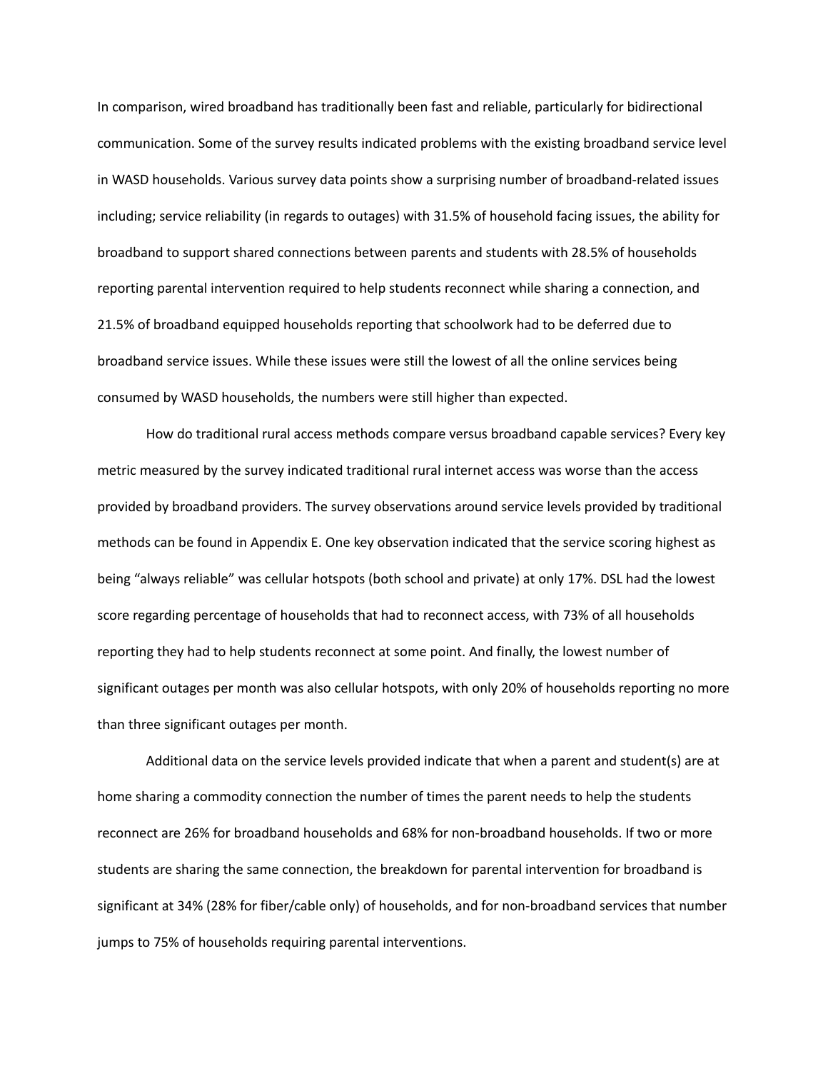In comparison, wired broadband has traditionally been fast and reliable, particularly for bidirectional communication. Some of the survey results indicated problems with the existing broadband service level in WASD households. Various survey data points show a surprising number of broadband-related issues including; service reliability (in regards to outages) with 31.5% of household facing issues, the ability for broadband to support shared connections between parents and students with 28.5% of households reporting parental intervention required to help students reconnect while sharing a connection, and 21.5% of broadband equipped households reporting that schoolwork had to be deferred due to broadband service issues. While these issues were still the lowest of all the online services being consumed by WASD households, the numbers were still higher than expected.

How do traditional rural access methods compare versus broadband capable services? Every key metric measured by the survey indicated traditional rural internet access was worse than the access provided by broadband providers. The survey observations around service levels provided by traditional methods can be found in Appendix E. One key observation indicated that the service scoring highest as being "always reliable" was cellular hotspots (both school and private) at only 17%. DSL had the lowest score regarding percentage of households that had to reconnect access, with 73% of all households reporting they had to help students reconnect at some point. And finally, the lowest number of significant outages per month was also cellular hotspots, with only 20% of households reporting no more than three significant outages per month.

Additional data on the service levels provided indicate that when a parent and student(s) are at home sharing a commodity connection the number of times the parent needs to help the students reconnect are 26% for broadband households and 68% for non-broadband households. If two or more students are sharing the same connection, the breakdown for parental intervention for broadband is significant at 34% (28% for fiber/cable only) of households, and for non-broadband services that number jumps to 75% of households requiring parental interventions.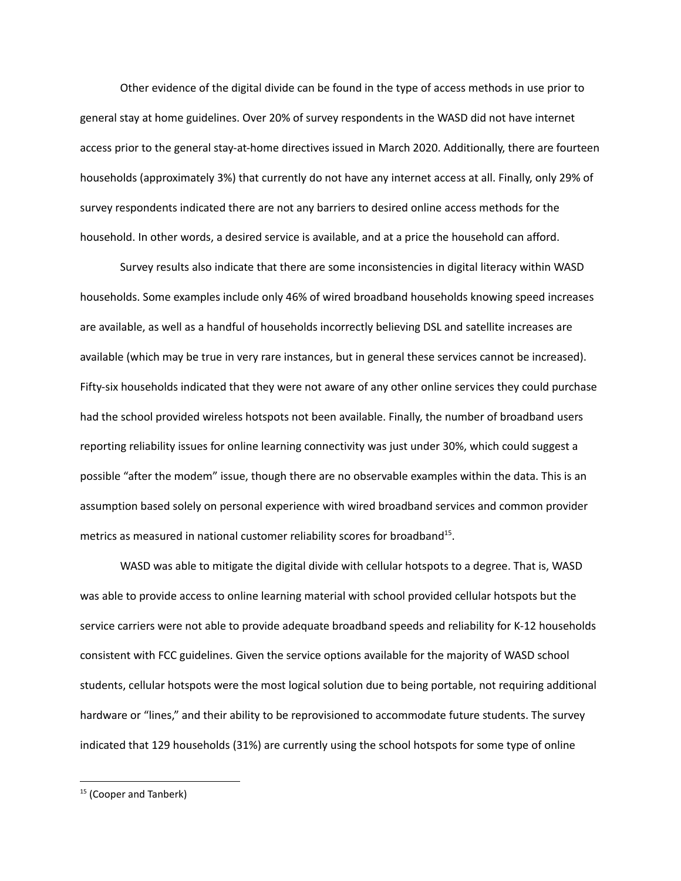Other evidence of the digital divide can be found in the type of access methods in use prior to general stay at home guidelines. Over 20% of survey respondents in the WASD did not have internet access prior to the general stay-at-home directives issued in March 2020. Additionally, there are fourteen households (approximately 3%) that currently do not have any internet access at all. Finally, only 29% of survey respondents indicated there are not any barriers to desired online access methods for the household. In other words, a desired service is available, and at a price the household can afford.

Survey results also indicate that there are some inconsistencies in digital literacy within WASD households. Some examples include only 46% of wired broadband households knowing speed increases are available, as well as a handful of households incorrectly believing DSL and satellite increases are available (which may be true in very rare instances, but in general these services cannot be increased). Fifty-six households indicated that they were not aware of any other online services they could purchase had the school provided wireless hotspots not been available. Finally, the number of broadband users reporting reliability issues for online learning connectivity was just under 30%, which could suggest a possible "after the modem" issue, though there are no observable examples within the data. This is an assumption based solely on personal experience with wired broadband services and common provider metrics as measured in national customer reliability scores for broadband[15].

WASD was able to mitigate the digital divide with cellular hotspots to a degree. That is, WASD was able to provide access to online learning material with school provided cellular hotspots but the service carriers were not able to provide adequate broadband speeds and reliability for K-12 households consistent with FCC guidelines. Given the service options available for the majority of WASD school students, cellular hotspots were the most logical solution due to being portable, not requiring additional hardware or "lines," and their ability to be reprovisioned to accommodate future students. The survey indicated that 129 households (31%) are currently using the school hotspots for some type of online

[15] (Cooper and Tanberk)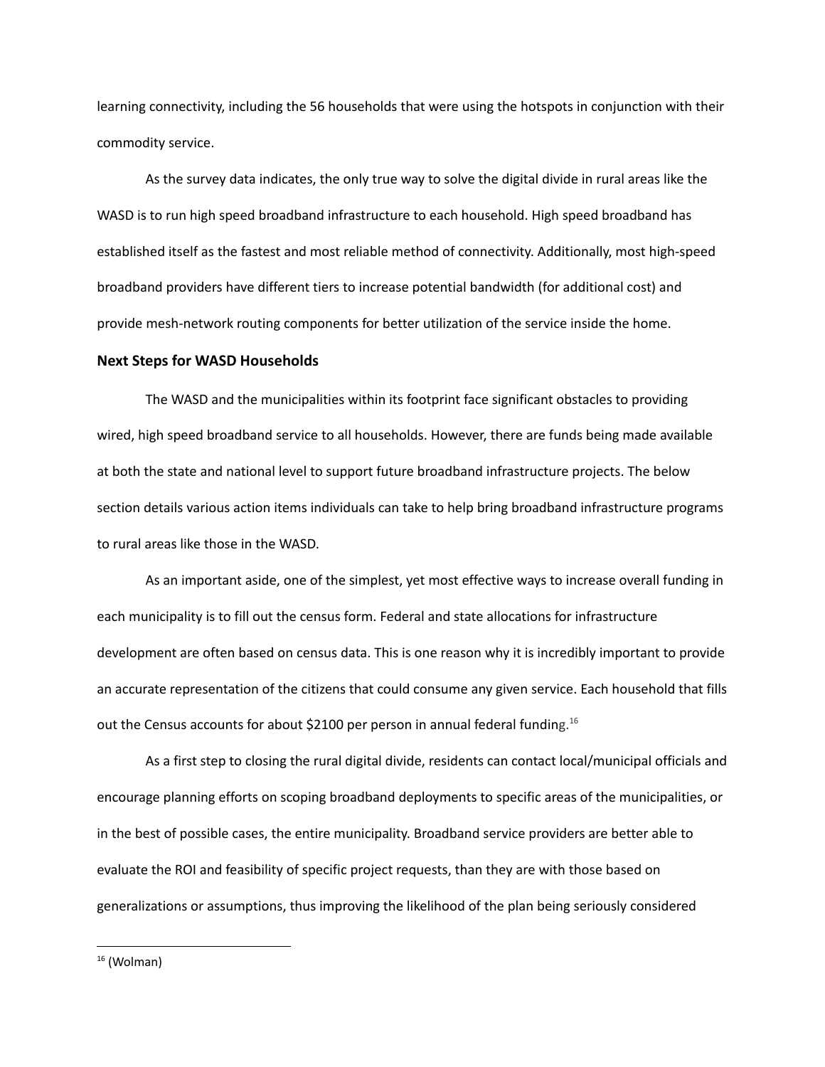learning connectivity, including the 56 households that were using the hotspots in conjunction with their commodity service.

As the survey data indicates, the only true way to solve the digital divide in rural areas like the WASD is to run high speed broadband infrastructure to each household. High speed broadband has established itself as the fastest and most reliable method of connectivity. Additionally, most high-speed broadband providers have different tiers to increase potential bandwidth (for additional cost) and provide mesh-network routing components for better utilization of the service inside the home.

### Next Steps for WASD Households

The WASD and the municipalities within its footprint face significant obstacles to providing wired, high speed broadband service to all households. However, there are funds being made available at both the state and national level to support future broadband infrastructure projects. The below section details various action items individuals can take to help bring broadband infrastructure programs to rural areas like those in the WASD.

As an important aside, one of the simplest, yet most effective ways to increase overall funding in each municipality is to fill out the census form. Federal and state allocations for infrastructure development are often based on census data. This is one reason why it is incredibly important to provide an accurate representation of the citizens that could consume any given service. Each household that fills out the Census accounts for about $2100 per person in annual federal funding.[16]

As a first step to closing the rural digital divide, residents can contact local/municipal officials and encourage planning efforts on scoping broadband deployments to specific areas of the municipalities, or in the best of possible cases, the entire municipality. Broadband service providers are better able to evaluate the ROI and feasibility of specific project requests, than they are with those based on generalizations or assumptions, thus improving the likelihood of the plan being seriously considered

[16] (Wolman)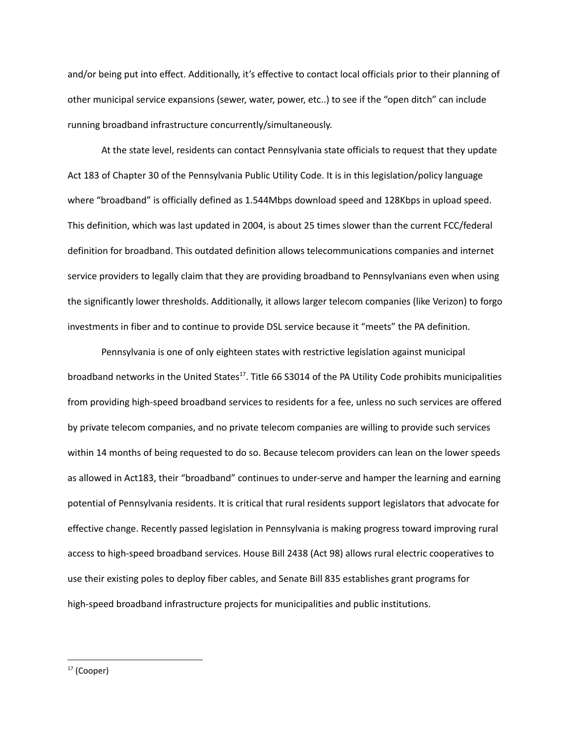and/or being put into effect. Additionally, it's effective to contact local officials prior to their planning of other municipal service expansions (sewer, water, power, etc..) to see if the "open ditch" can include running broadband infrastructure concurrently/simultaneously.

At the state level, residents can contact Pennsylvania state officials to request that they update Act 183 of Chapter 30 of the Pennsylvania Public Utility Code. It is in this legislation/policy language where "broadband" is officially defined as 1.544Mbps download speed and 128Kbps in upload speed. This definition, which was last updated in 2004, is about 25 times slower than the current FCC/federal definition for broadband. This outdated definition allows telecommunications companies and internet service providers to legally claim that they are providing broadband to Pennsylvanians even when using the significantly lower thresholds. Additionally, it allows larger telecom companies (like Verizon) to forgo investments in fiber and to continue to provide DSL service because it "meets" the PA definition.

Pennsylvania is one of only eighteen states with restrictive legislation against municipal broadband networks in the United States[17]. Title 66 S3014 of the PA Utility Code prohibits municipalities from providing high-speed broadband services to residents for a fee, unless no such services are offered by private telecom companies, and no private telecom companies are willing to provide such services within 14 months of being requested to do so. Because telecom providers can lean on the lower speeds as allowed in Act183, their "broadband" continues to under-serve and hamper the learning and earning potential of Pennsylvania residents. It is critical that rural residents support legislators that advocate for effective change. Recently passed legislation in Pennsylvania is making progress toward improving rural access to high-speed broadband services. House Bill 2438 (Act 98) allows rural electric cooperatives to use their existing poles to deploy fiber cables, and Senate Bill 835 establishes grant programs for high-speed broadband infrastructure projects for municipalities and public institutions.

---

[17] (Cooper)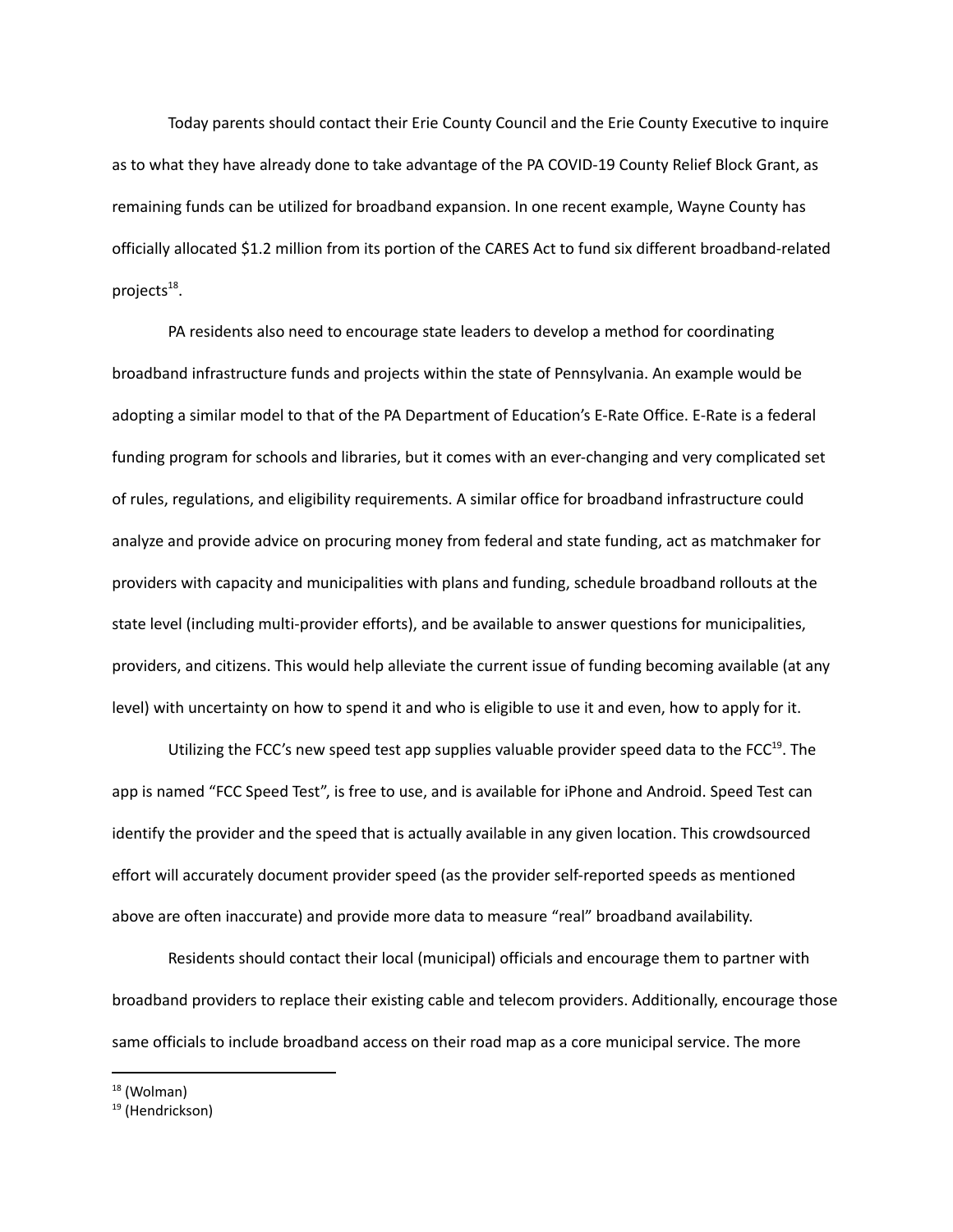Today parents should contact their Erie County Council and the Erie County Executive to inquire as to what they have already done to take advantage of the PA COVID-19 County Relief Block Grant, as remaining funds can be utilized for broadband expansion. In one recent example, Wayne County has officially allocated $1.2 million from its portion of the CARES Act to fund six different broadband-related projects[18].

PA residents also need to encourage state leaders to develop a method for coordinating broadband infrastructure funds and projects within the state of Pennsylvania. An example would be adopting a similar model to that of the PA Department of Education's E-Rate Office. E-Rate is a federal funding program for schools and libraries, but it comes with an ever-changing and very complicated set of rules, regulations, and eligibility requirements. A similar office for broadband infrastructure could analyze and provide advice on procuring money from federal and state funding, act as matchmaker for providers with capacity and municipalities with plans and funding, schedule broadband rollouts at the state level (including multi-provider efforts), and be available to answer questions for municipalities, providers, and citizens. This would help alleviate the current issue of funding becoming available (at any level) with uncertainty on how to spend it and who is eligible to use it and even, how to apply for it.

Utilizing the FCC's new speed test app supplies valuable provider speed data to the FCC[19]. The app is named "FCC Speed Test", is free to use, and is available for iPhone and Android. Speed Test can identify the provider and the speed that is actually available in any given location. This crowdsourced effort will accurately document provider speed (as the provider self-reported speeds as mentioned above are often inaccurate) and provide more data to measure "real" broadband availability.

Residents should contact their local (municipal) officials and encourage them to partner with broadband providers to replace their existing cable and telecom providers. Additionally, encourage those same officials to include broadband access on their road map as a core municipal service. The more

[18] (Wolman)
[19] (Hendrickson)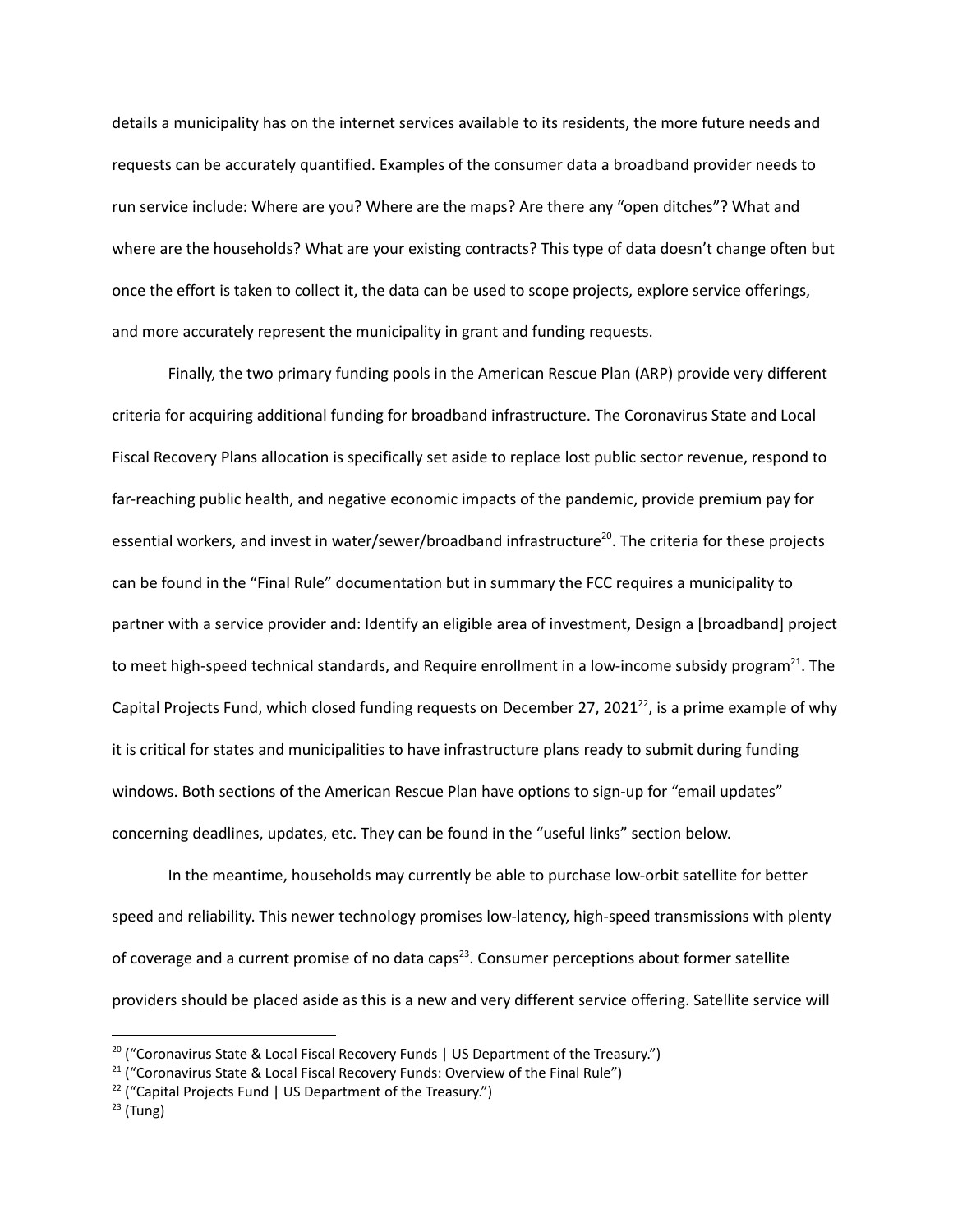details a municipality has on the internet services available to its residents, the more future needs and requests can be accurately quantified. Examples of the consumer data a broadband provider needs to run service include: Where are you? Where are the maps? Are there any "open ditches"? What and where are the households? What are your existing contracts? This type of data doesn't change often but once the effort is taken to collect it, the data can be used to scope projects, explore service offerings, and more accurately represent the municipality in grant and funding requests.

Finally, the two primary funding pools in the American Rescue Plan (ARP) provide very different criteria for acquiring additional funding for broadband infrastructure. The Coronavirus State and Local Fiscal Recovery Plans allocation is specifically set aside to replace lost public sector revenue, respond to far-reaching public health, and negative economic impacts of the pandemic, provide premium pay for essential workers, and invest in water/sewer/broadband infrastructure[20]. The criteria for these projects can be found in the "Final Rule" documentation but in summary the FCC requires a municipality to partner with a service provider and: Identify an eligible area of investment, Design a [broadband] project to meet high-speed technical standards, and Require enrollment in a low-income subsidy program[21]. The Capital Projects Fund, which closed funding requests on December 27, 2021[22], is a prime example of why it is critical for states and municipalities to have infrastructure plans ready to submit during funding windows. Both sections of the American Rescue Plan have options to sign-up for "email updates" concerning deadlines, updates, etc. They can be found in the "useful links" section below.

In the meantime, households may currently be able to purchase low-orbit satellite for better speed and reliability. This newer technology promises low-latency, high-speed transmissions with plenty of coverage and a current promise of no data caps[23]. Consumer perceptions about former satellite providers should be placed aside as this is a new and very different service offering. Satellite service will

---

[20] ("Coronavirus State & Local Fiscal Recovery Funds | US Department of the Treasury.")

[21] ("Coronavirus State & Local Fiscal Recovery Funds: Overview of the Final Rule")

[22] ("Capital Projects Fund | US Department of the Treasury.")

[23] (Tung)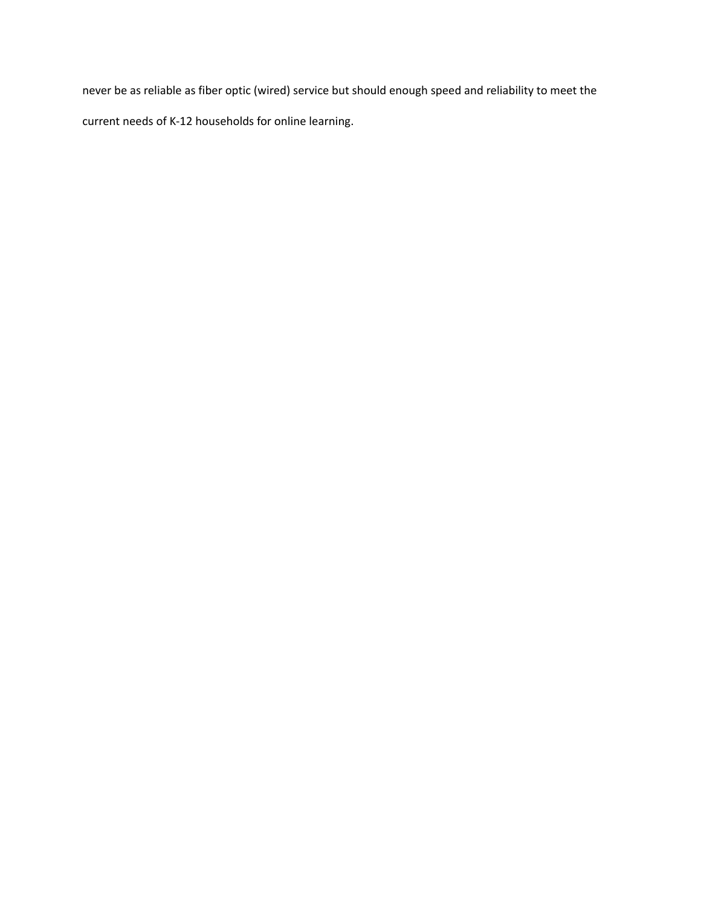never be as reliable as fiber optic (wired) service but should enough speed and reliability to meet the current needs of K-12 households for online learning.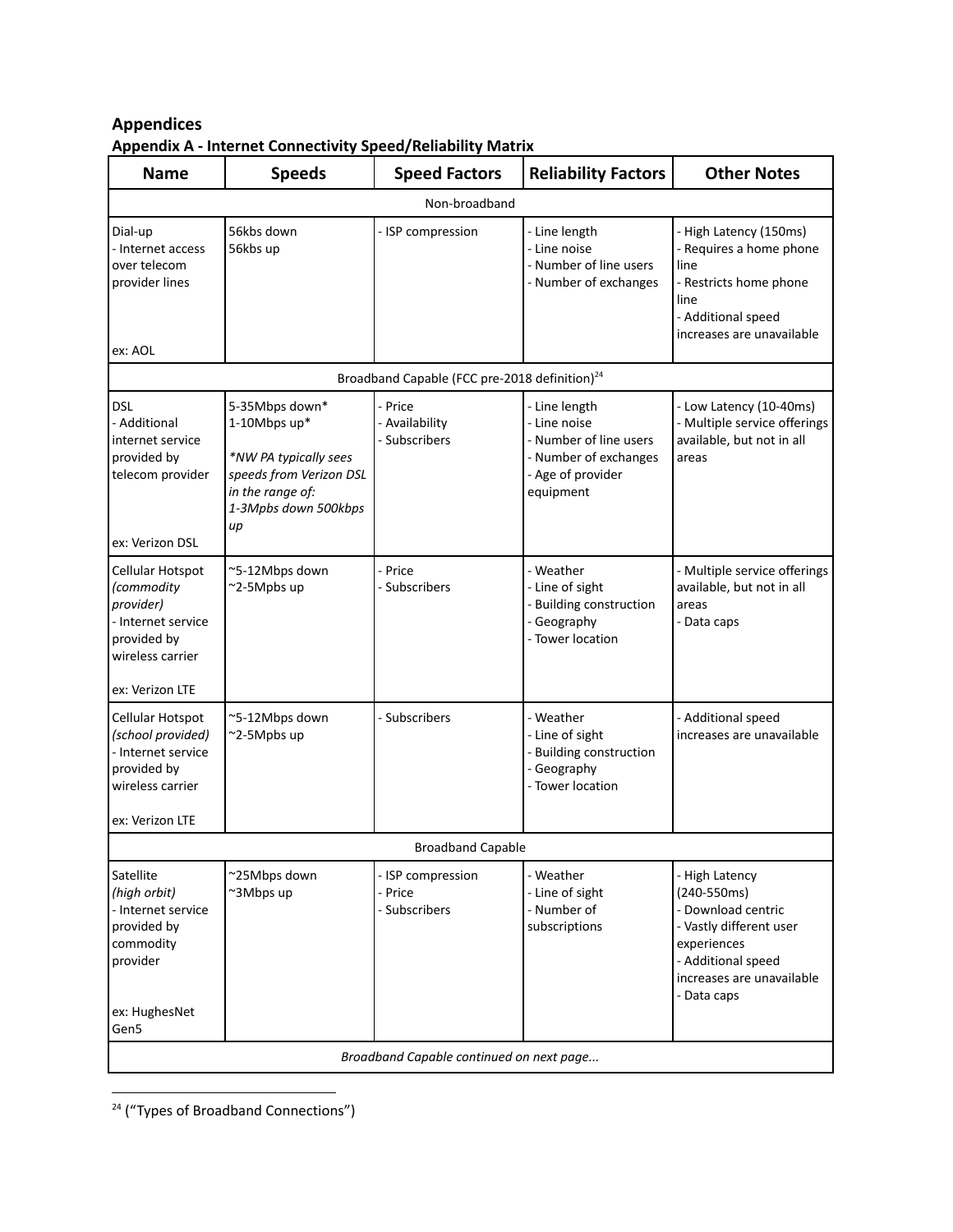## Appendices

### Appendix A - Internet Connectivity Speed/Reliability Matrix

| Name | Speeds | Speed Factors | Reliability Factors | Other Notes |
|---|---|---|---|---|
| Non-broadband | | | | |
| Dial-up<br>- Internet access over telecom provider lines<br><br>ex: AOL | 56kbs down<br>56kbs up | - ISP compression | - Line length<br>- Line noise<br>- Number of line users<br>- Number of exchanges | - High Latency (150ms)<br>- Requires a home phone line<br>- Restricts home phone line<br>- Additional speed increases are unavailable |
| Broadband Capable (FCC pre-2018 definition)[24] | | | | |
| DSL<br>- Additional internet service provided by telecom provider<br><br>ex: Verizon DSL | 5-35Mbps down*<br>1-10Mbps up*<br><br>*\*NW PA typically sees speeds from Verizon DSL in the range of: 1-3Mpbs down 500kbps up* | - Price<br>- Availability<br>- Subscribers | - Line length<br>- Line noise<br>- Number of line users<br>- Number of exchanges<br>- Age of provider equipment | - Low Latency (10-40ms)<br>- Multiple service offerings available, but not in all areas |
| Cellular Hotspot *(commodity provider)*<br>- Internet service provided by wireless carrier<br><br>ex: Verizon LTE | ~5-12Mbps down<br>~2-5Mpbs up | - Price<br>- Subscribers | - Weather<br>- Line of sight<br>- Building construction<br>- Geography<br>- Tower location | - Multiple service offerings available, but not in all areas<br>- Data caps |
| Cellular Hotspot *(school provided)*<br>- Internet service provided by wireless carrier<br><br>ex: Verizon LTE | ~5-12Mbps down<br>~2-5Mpbs up | - Subscribers | - Weather<br>- Line of sight<br>- Building construction<br>- Geography<br>- Tower location | - Additional speed increases are unavailable |
| Broadband Capable | | | | |
| Satellite *(high orbit)*<br>- Internet service provided by commodity provider<br><br>ex: HughesNet Gen5 | ~25Mbps down<br>~3Mbps up | - ISP compression<br>- Price<br>- Subscribers | - Weather<br>- Line of sight<br>- Number of subscriptions | - High Latency (240-550ms)<br>- Download centric<br>- Vastly different user experiences<br>- Additional speed increases are unavailable<br>- Data caps |
| *Broadband Capable continued on next page...* | | | | |

[24] ("Types of Broadband Connections")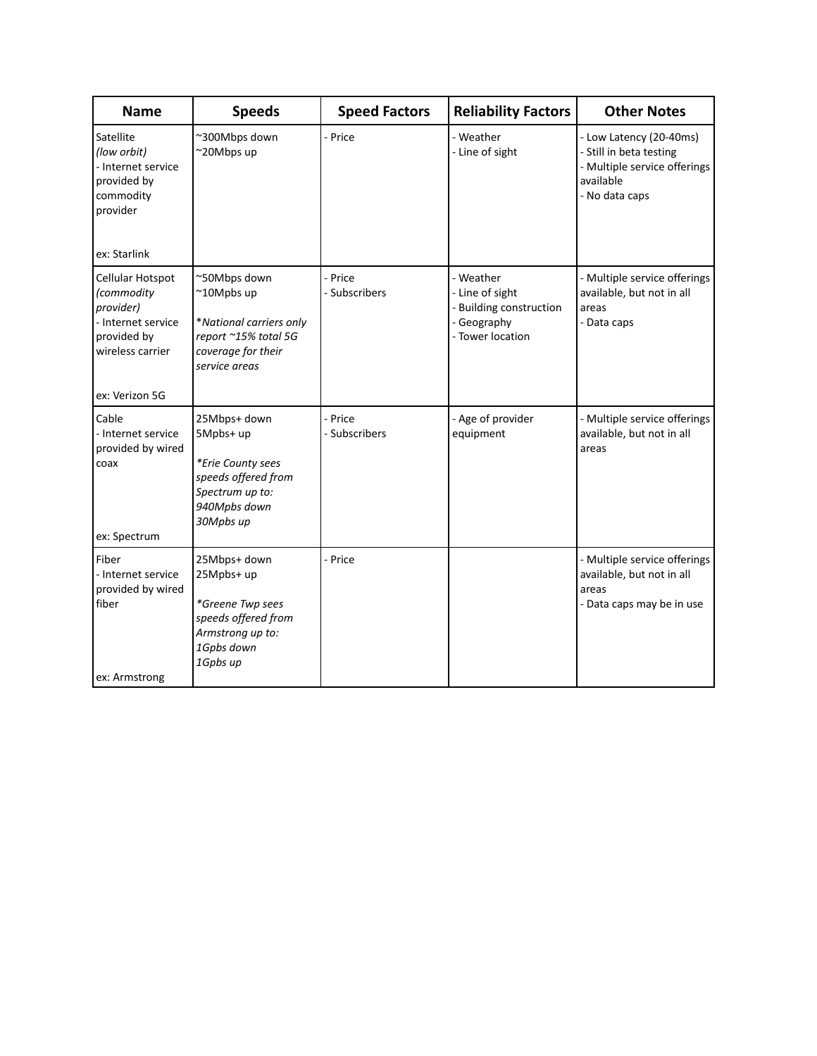| Name | Speeds | Speed Factors | Reliability Factors | Other Notes |
| --- | --- | --- | --- | --- |
| Satellite *(low orbit)*<br>- Internet service provided by commodity provider<br><br>ex: Starlink | ~300Mbps down<br>~20Mbps up | - Price | - Weather<br>- Line of sight | - Low Latency (20-40ms)<br>- Still in beta testing<br>- Multiple service offerings available<br>- No data caps |
| Cellular Hotspot *(commodity provider)*<br>- Internet service provided by wireless carrier<br><br>ex: Verizon 5G | ~50Mbps down<br>~10Mpbs up<br><br>*National carriers only report ~15% total 5G coverage for their service areas* | - Price<br>- Subscribers | - Weather<br>- Line of sight<br>- Building construction<br>- Geography<br>- Tower location | - Multiple service offerings available, but not in all areas<br>- Data caps |
| Cable<br>- Internet service provided by wired coax<br><br>ex: Spectrum | 25Mbps+ down<br>5Mpbs+ up<br><br>*Erie County sees speeds offered from Spectrum up to:<br>940Mpbs down<br>30Mpbs up* | - Price<br>- Subscribers | - Age of provider equipment | - Multiple service offerings available, but not in all areas |
| Fiber<br>- Internet service provided by wired fiber<br><br>ex: Armstrong | 25Mbps+ down<br>25Mpbs+ up<br><br>*Greene Twp sees speeds offered from Armstrong up to:<br>1Gpbs down<br>1Gpbs up* | - Price | | - Multiple service offerings available, but not in all areas<br>- Data caps may be in use |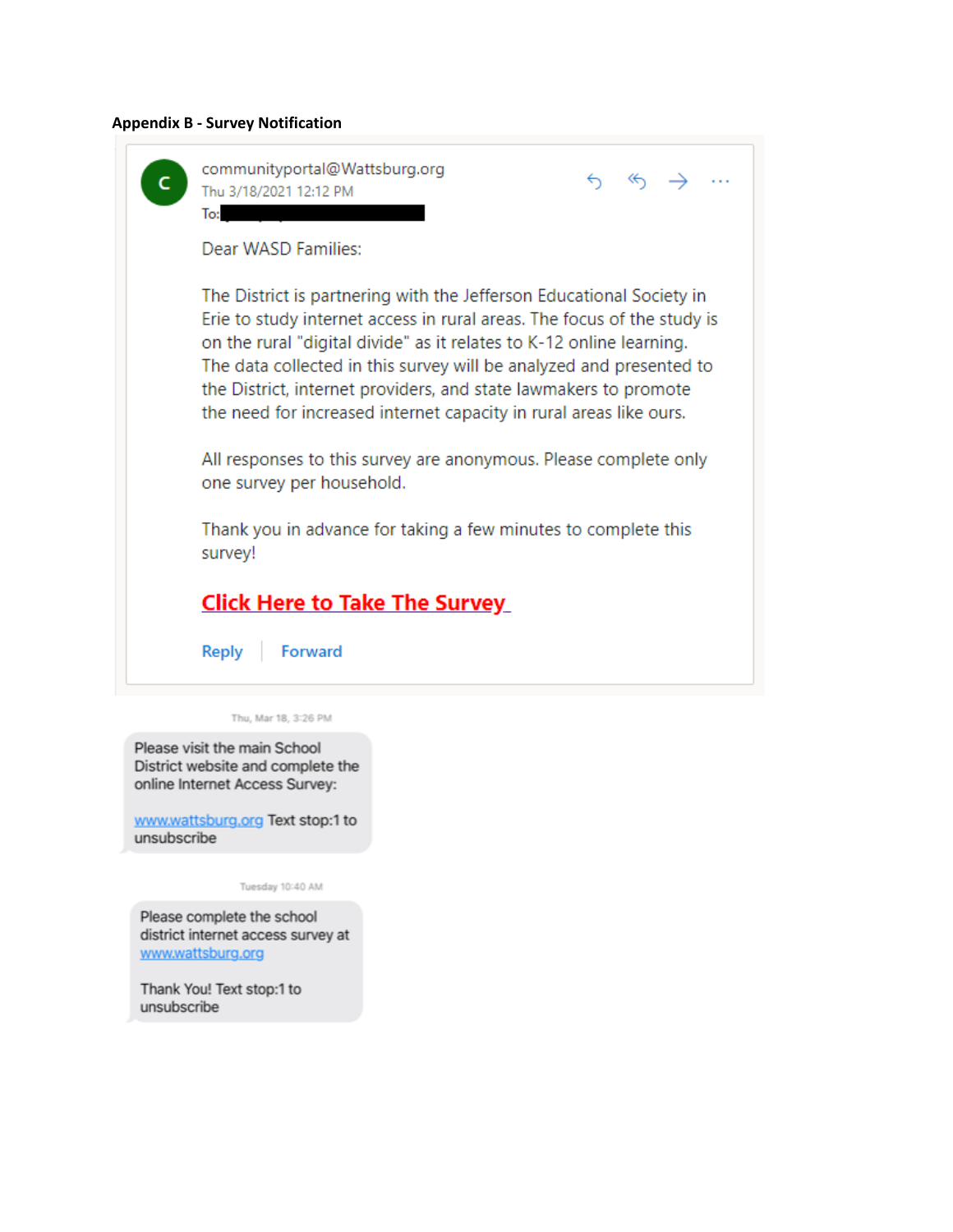**Appendix B - Survey Notification**

communityportal@Wattsburg.org
Thu 3/18/2021 12:12 PM
To:

Dear WASD Families:

The District is partnering with the Jefferson Educational Society in Erie to study internet access in rural areas. The focus of the study is on the rural "digital divide" as it relates to K-12 online learning. The data collected in this survey will be analyzed and presented to the District, internet providers, and state lawmakers to promote the need for increased internet capacity in rural areas like ours.

All responses to this survey are anonymous. Please complete only one survey per household.

Thank you in advance for taking a few minutes to complete this survey!

**Click Here to Take The Survey**

Reply | Forward

Thu, Mar 18, 3:26 PM

Please visit the main School District website and complete the online Internet Access Survey:

www.wattsburg.org Text stop:1 to unsubscribe

Tuesday 10:40 AM

Please complete the school district internet access survey at www.wattsburg.org

Thank You! Text stop:1 to unsubscribe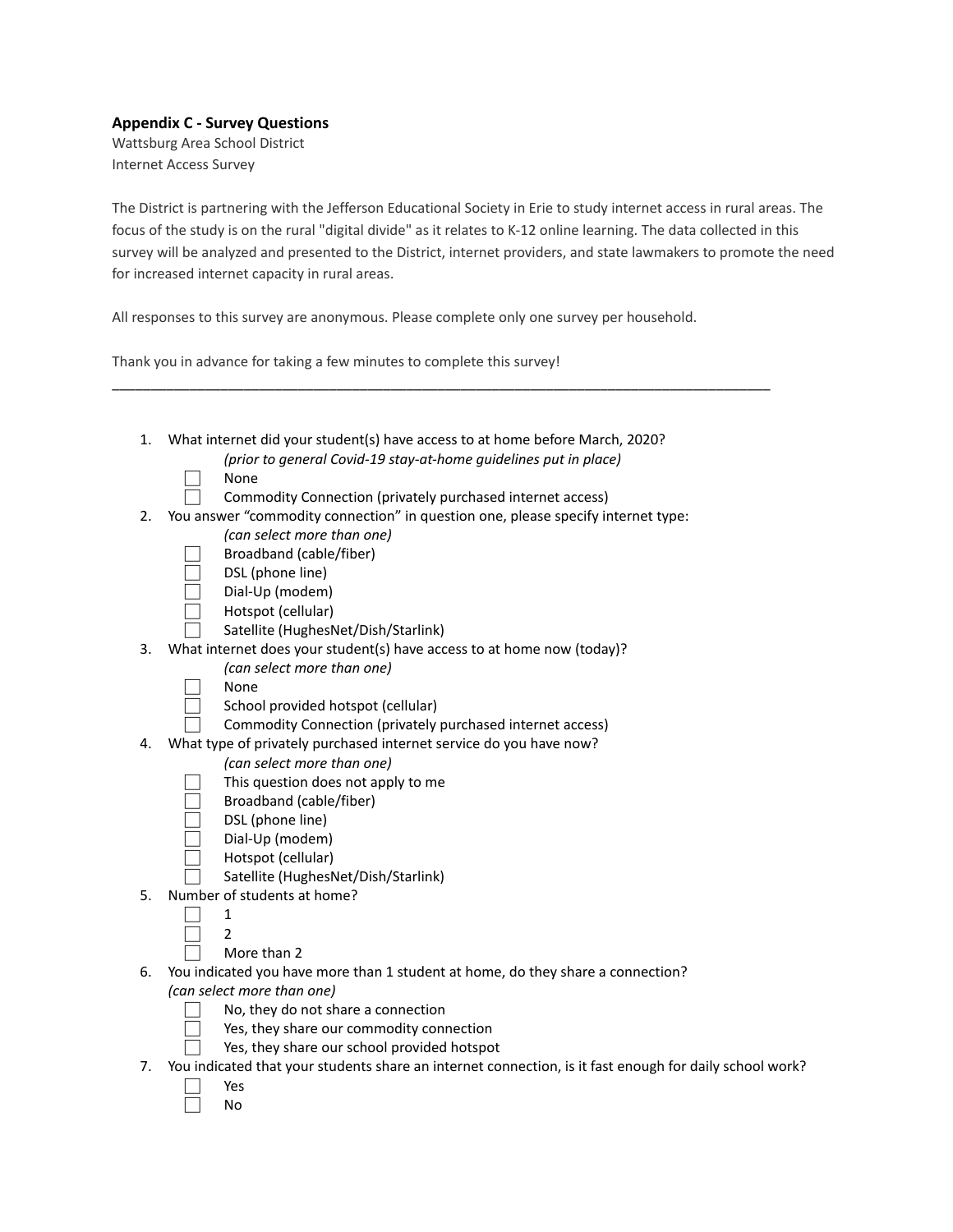**Appendix C - Survey Questions**

Wattsburg Area School District

Internet Access Survey

The District is partnering with the Jefferson Educational Society in Erie to study internet access in rural areas. The focus of the study is on the rural "digital divide" as it relates to K-12 online learning. The data collected in this survey will be analyzed and presented to the District, internet providers, and state lawmakers to promote the need for increased internet capacity in rural areas.

All responses to this survey are anonymous. Please complete only one survey per household.

Thank you in advance for taking a few minutes to complete this survey!

---

1. What internet did your student(s) have access to at home before March, 2020?
   *(prior to general Covid-19 stay-at-home guidelines put in place)*
   - [ ] None
   - [ ] Commodity Connection (privately purchased internet access)
2. You answer "commodity connection" in question one, please specify internet type:
   *(can select more than one)*
   - [ ] Broadband (cable/fiber)
   - [ ] DSL (phone line)
   - [ ] Dial-Up (modem)
   - [ ] Hotspot (cellular)
   - [ ] Satellite (HughesNet/Dish/Starlink)
3. What internet does your student(s) have access to at home now (today)?
   *(can select more than one)*
   - [ ] None
   - [ ] School provided hotspot (cellular)
   - [ ] Commodity Connection (privately purchased internet access)
4. What type of privately purchased internet service do you have now?
   *(can select more than one)*
   - [ ] This question does not apply to me
   - [ ] Broadband (cable/fiber)
   - [ ] DSL (phone line)
   - [ ] Dial-Up (modem)
   - [ ] Hotspot (cellular)
   - [ ] Satellite (HughesNet/Dish/Starlink)
5. Number of students at home?
   - [ ] 1
   - [ ] 2
   - [ ] More than 2
6. You indicated you have more than 1 student at home, do they share a connection?
   *(can select more than one)*
   - [ ] No, they do not share a connection
   - [ ] Yes, they share our commodity connection
   - [ ] Yes, they share our school provided hotspot
7. You indicated that your students share an internet connection, is it fast enough for daily school work?
   - [ ] Yes
   - [ ] No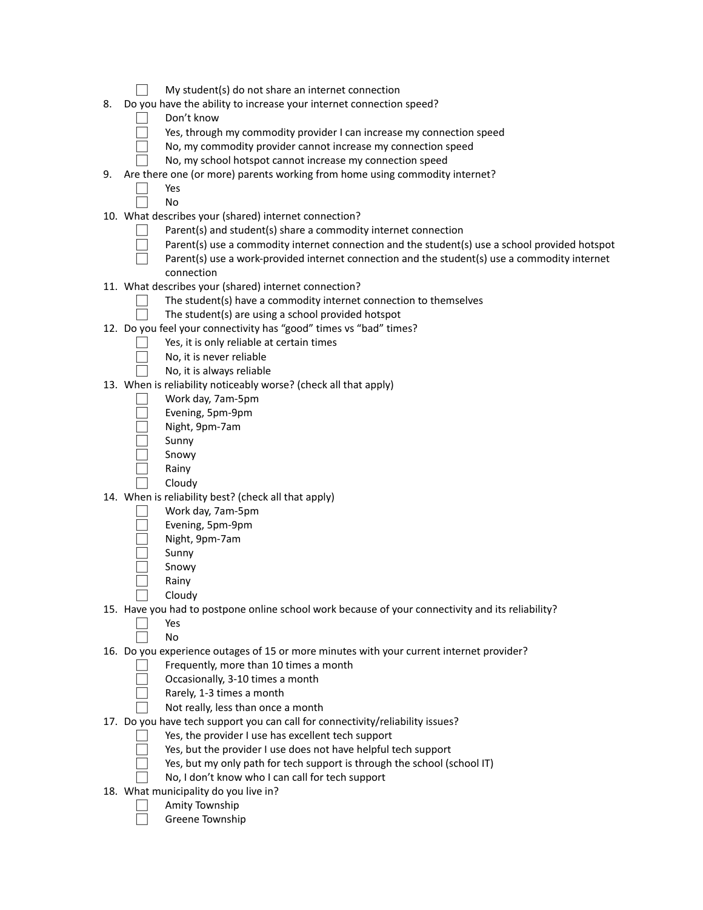- [ ] My student(s) do not share an internet connection

8. Do you have the ability to increase your internet connection speed?
   - [ ] Don't know
   - [ ] Yes, through my commodity provider I can increase my connection speed
   - [ ] No, my commodity provider cannot increase my connection speed
   - [ ] No, my school hotspot cannot increase my connection speed
9. Are there one (or more) parents working from home using commodity internet?
   - [ ] Yes
   - [ ] No
10. What describes your (shared) internet connection?
    - [ ] Parent(s) and student(s) share a commodity internet connection
    - [ ] Parent(s) use a commodity internet connection and the student(s) use a school provided hotspot
    - [ ] Parent(s) use a work-provided internet connection and the student(s) use a commodity internet connection
11. What describes your (shared) internet connection?
    - [ ] The student(s) have a commodity internet connection to themselves
    - [ ] The student(s) are using a school provided hotspot
12. Do you feel your connectivity has "good" times vs "bad" times?
    - [ ] Yes, it is only reliable at certain times
    - [ ] No, it is never reliable
    - [ ] No, it is always reliable
13. When is reliability noticeably worse? (check all that apply)
    - [ ] Work day, 7am-5pm
    - [ ] Evening, 5pm-9pm
    - [ ] Night, 9pm-7am
    - [ ] Sunny
    - [ ] Snowy
    - [ ] Rainy
    - [ ] Cloudy
14. When is reliability best? (check all that apply)
    - [ ] Work day, 7am-5pm
    - [ ] Evening, 5pm-9pm
    - [ ] Night, 9pm-7am
    - [ ] Sunny
    - [ ] Snowy
    - [ ] Rainy
    - [ ] Cloudy
15. Have you had to postpone online school work because of your connectivity and its reliability?
    - [ ] Yes
    - [ ] No
16. Do you experience outages of 15 or more minutes with your current internet provider?
    - [ ] Frequently, more than 10 times a month
    - [ ] Occasionally, 3-10 times a month
    - [ ] Rarely, 1-3 times a month
    - [ ] Not really, less than once a month
17. Do you have tech support you can call for connectivity/reliability issues?
    - [ ] Yes, the provider I use has excellent tech support
    - [ ] Yes, but the provider I use does not have helpful tech support
    - [ ] Yes, but my only path for tech support is through the school (school IT)
    - [ ] No, I don't know who I can call for tech support
18. What municipality do you live in?
    - [ ] Amity Township
    - [ ] Greene Township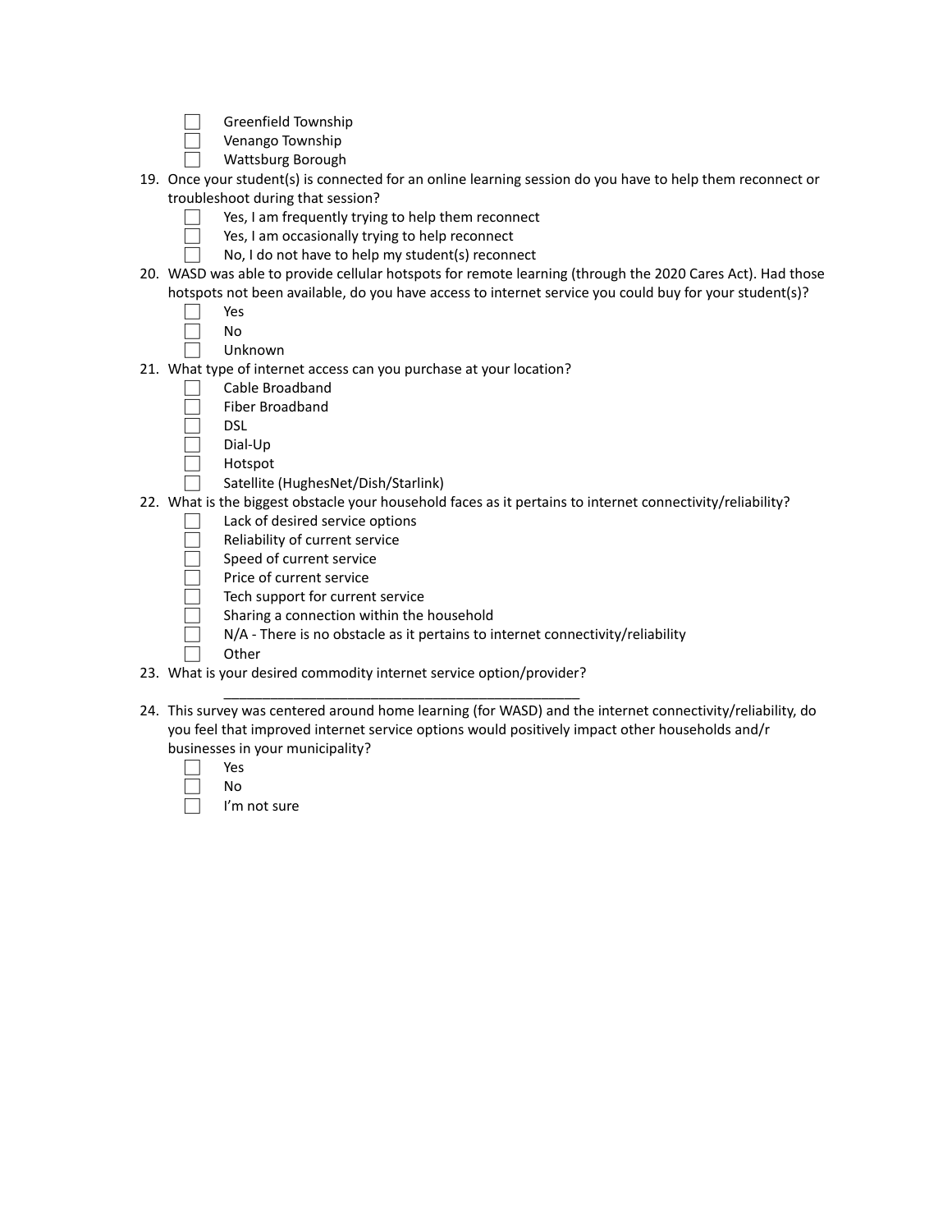- ☐ Greenfield Township
- ☐ Venango Township
- ☐ Wattsburg Borough

19. Once your student(s) is connected for an online learning session do you have to help them reconnect or troubleshoot during that session?
    - ☐ Yes, I am frequently trying to help them reconnect
    - ☐ Yes, I am occasionally trying to help reconnect
    - ☐ No, I do not have to help my student(s) reconnect
20. WASD was able to provide cellular hotspots for remote learning (through the 2020 Cares Act). Had those hotspots not been available, do you have access to internet service you could buy for your student(s)?
    - ☐ Yes
    - ☐ No
    - ☐ Unknown
21. What type of internet access can you purchase at your location?
    - ☐ Cable Broadband
    - ☐ Fiber Broadband
    - ☐ DSL
    - ☐ Dial-Up
    - ☐ Hotspot
    - ☐ Satellite (HughesNet/Dish/Starlink)
22. What is the biggest obstacle your household faces as it pertains to internet connectivity/reliability?
    - ☐ Lack of desired service options
    - ☐ Reliability of current service
    - ☐ Speed of current service
    - ☐ Price of current service
    - ☐ Tech support for current service
    - ☐ Sharing a connection within the household
    - ☐ N/A - There is no obstacle as it pertains to internet connectivity/reliability
    - ☐ Other
23. What is your desired commodity internet service option/provider?

    ______________________________________________
24. This survey was centered around home learning (for WASD) and the internet connectivity/reliability, do you feel that improved internet service options would positively impact other households and/r businesses in your municipality?
    - ☐ Yes
    - ☐ No
    - ☐ I'm not sure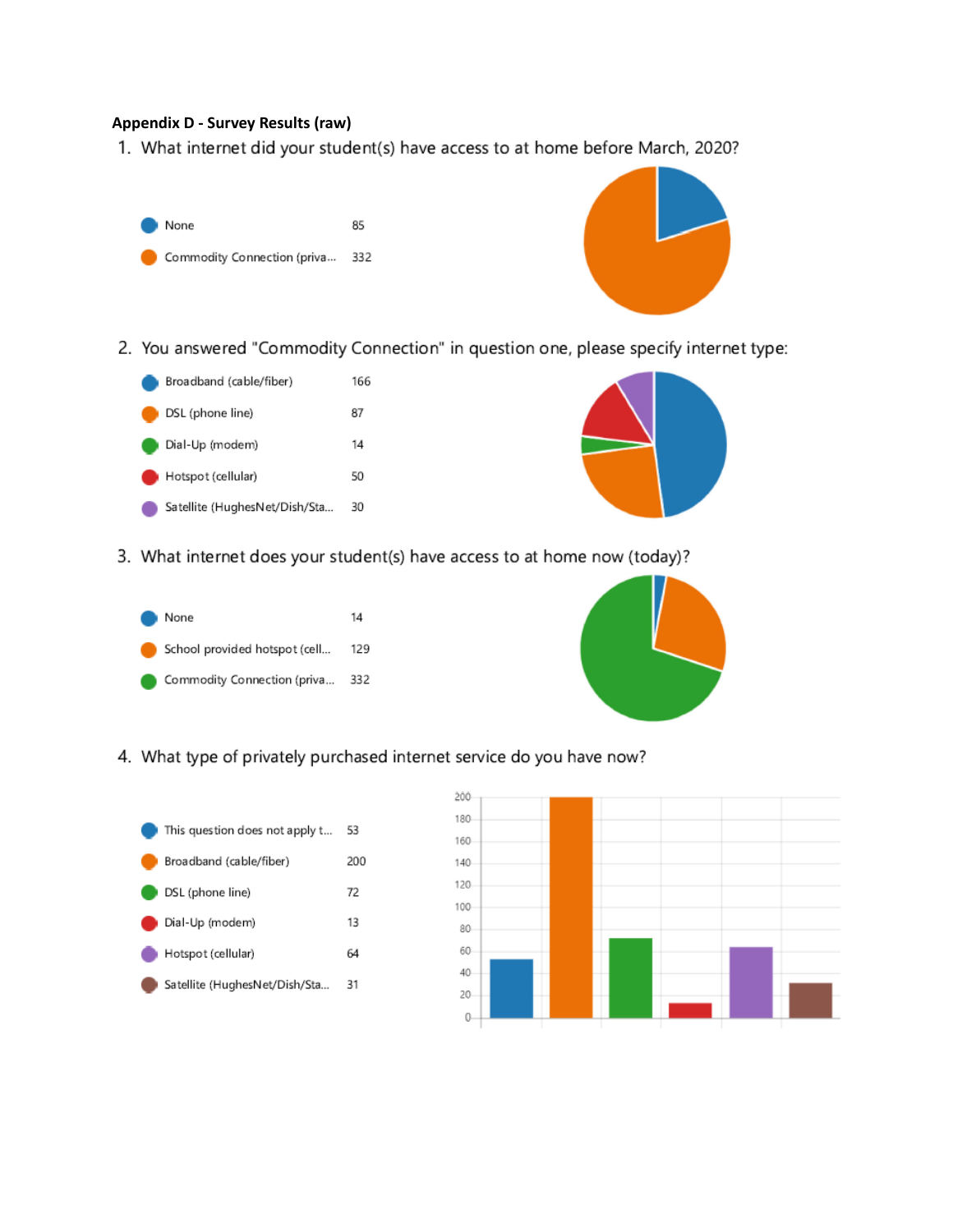**Appendix D - Survey Results (raw)**

1. What internet did your student(s) have access to at home before March, 2020?

| Response | Count |
|---|---|
| None | 85 |
| Commodity Connection (priva... | 332 |

2. You answered "Commodity Connection" in question one, please specify internet type:

| Response | Count |
|---|---|
| Broadband (cable/fiber) | 166 |
| DSL (phone line) | 87 |
| Dial-Up (modem) | 14 |
| Hotspot (cellular) | 50 |
| Satellite (HughesNet/Dish/Sta... | 30 |

3. What internet does your student(s) have access to at home now (today)?

| Response | Count |
|---|---|
| None | 14 |
| School provided hotspot (cell... | 129 |
| Commodity Connection (priva... | 332 |

4. What type of privately purchased internet service do you have now?

| Response | Count |
|---|---|
| This question does not apply t... | 53 |
| Broadband (cable/fiber) | 200 |
| DSL (phone line) | 72 |
| Dial-Up (modem) | 13 |
| Hotspot (cellular) | 64 |
| Satellite (HughesNet/Dish/Sta... | 31 |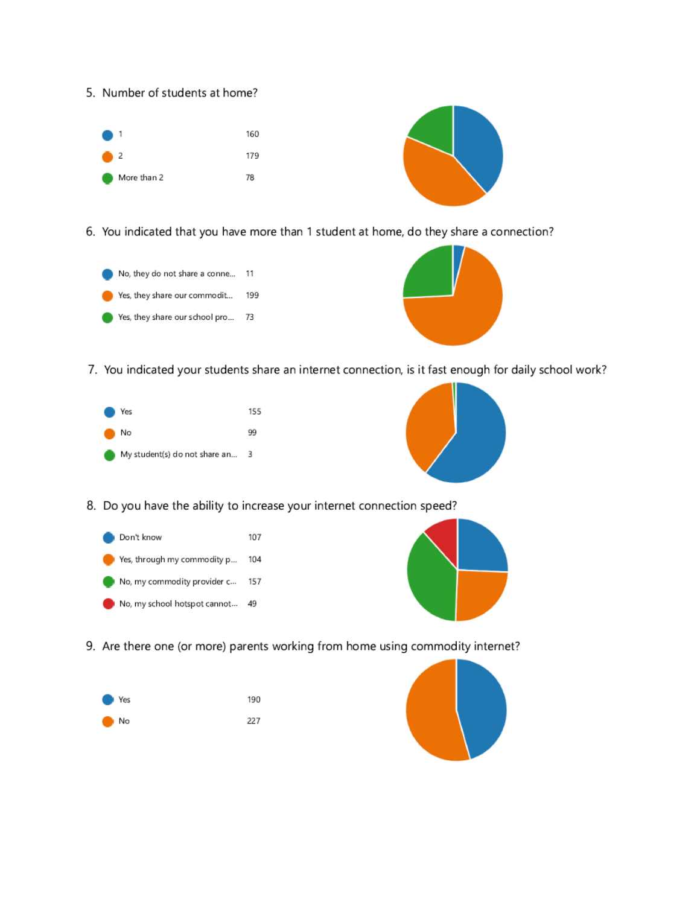5. Number of students at home?

| | |
|---|---|
| 1 | 160 |
| 2 | 179 |
| More than 2 | 78 |

6. You indicated that you have more than 1 student at home, do they share a connection?

| | |
|---|---|
| No, they do not share a conne... | 11 |
| Yes, they share our commodit... | 199 |
| Yes, they share our school pro... | 73 |

7. You indicated your students share an internet connection, is it fast enough for daily school work?

| | |
|---|---|
| Yes | 155 |
| No | 99 |
| My student(s) do not share an... | 3 |

8. Do you have the ability to increase your internet connection speed?

| | |
|---|---|
| Don't know | 107 |
| Yes, through my commodity p... | 104 |
| No, my commodity provider c... | 157 |
| No, my school hotspot cannot... | 49 |

9. Are there one (or more) parents working from home using commodity internet?

| | |
|---|---|
| Yes | 190 |
| No | 227 |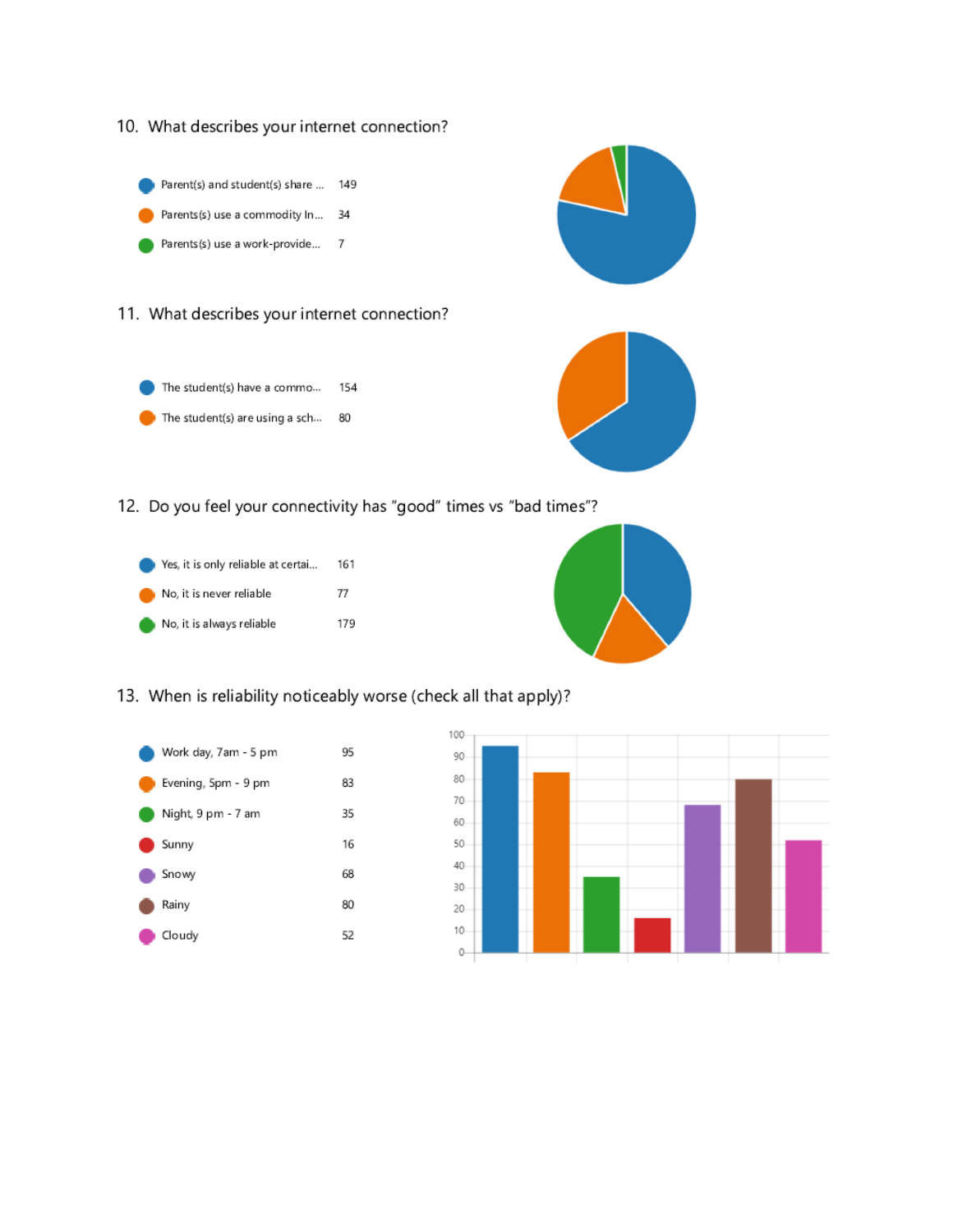10. What describes your internet connection?

| Response | Count |
|---|---|
| Parent(s) and student(s) share ... | 149 |
| Parents(s) use a commodity In... | 34 |
| Parents(s) use a work-provide... | 7 |

11. What describes your internet connection?

| Response | Count |
|---|---|
| The student(s) have a commo... | 154 |
| The student(s) are using a sch... | 80 |

12. Do you feel your connectivity has "good" times vs "bad times"?

| Response | Count |
|---|---|
| Yes, it is only reliable at certai... | 161 |
| No, it is never reliable | 77 |
| No, it is always reliable | 179 |

13. When is reliability noticeably worse (check all that apply)?

| Response | Count |
|---|---|
| Work day, 7am - 5 pm | 95 |
| Evening, 5pm - 9 pm | 83 |
| Night, 9 pm - 7 am | 35 |
| Sunny | 16 |
| Snowy | 68 |
| Rainy | 80 |
| Cloudy | 52 |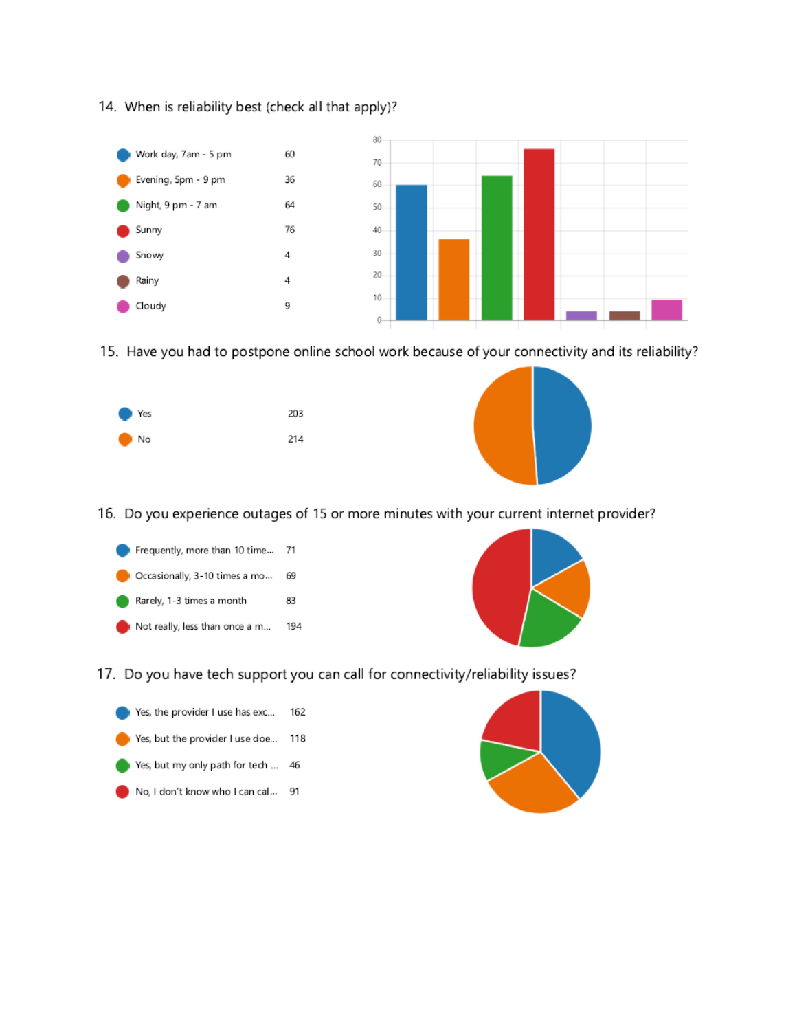14. When is reliability best (check all that apply)?

| Option | Count |
| --- | --- |
| Work day, 7am - 5 pm | 60 |
| Evening, 5pm - 9 pm | 36 |
| Night, 9 pm - 7 am | 64 |
| Sunny | 76 |
| Snowy | 4 |
| Rainy | 4 |
| Cloudy | 9 |

15. Have you had to postpone online school work because of your connectivity and its reliability?

| Option | Count |
| --- | --- |
| Yes | 203 |
| No | 214 |

16. Do you experience outages of 15 or more minutes with your current internet provider?

| Option | Count |
| --- | --- |
| Frequently, more than 10 time... | 71 |
| Occasionally, 3-10 times a mo... | 69 |
| Rarely, 1-3 times a month | 83 |
| Not really, less than once a m... | 194 |

17. Do you have tech support you can call for connectivity/reliability issues?

| Option | Count |
| --- | --- |
| Yes, the provider I use has exc... | 162 |
| Yes, but the provider I use doe... | 118 |
| Yes, but my only path for tech ... | 46 |
| No, I don't know who I can cal... | 91 |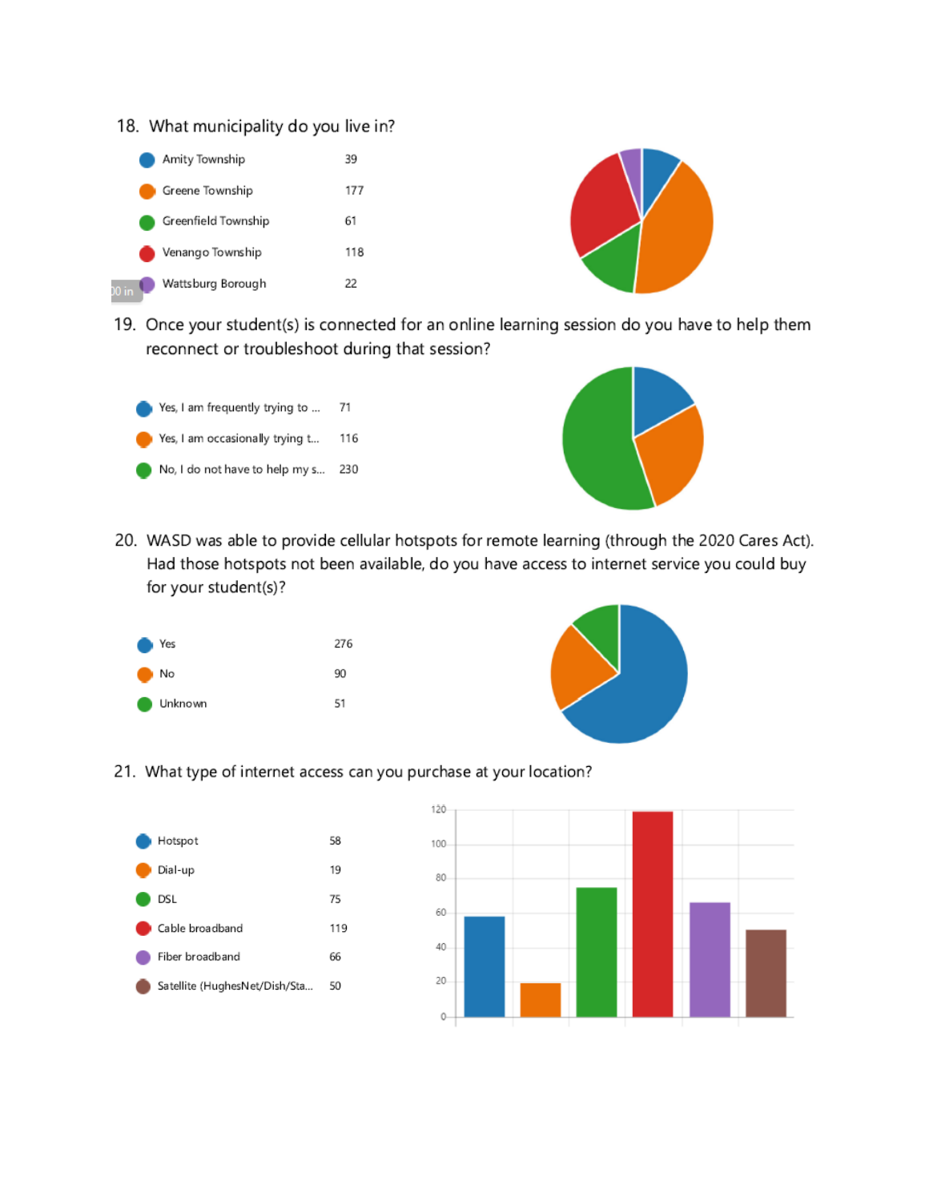18. What municipality do you live in?

| Response | Count |
|---|---|
| Amity Township | 39 |
| Greene Township | 177 |
| Greenfield Township | 61 |
| Venango Township | 118 |
| Wattsburg Borough | 22 |

19. Once your student(s) is connected for an online learning session do you have to help them reconnect or troubleshoot during that session?

| Response | Count |
|---|---|
| Yes, I am frequently trying to ... | 71 |
| Yes, I am occasionally trying t... | 116 |
| No, I do not have to help my s... | 230 |

20. WASD was able to provide cellular hotspots for remote learning (through the 2020 Cares Act). Had those hotspots not been available, do you have access to internet service you could buy for your student(s)?

| Response | Count |
|---|---|
| Yes | 276 |
| No | 90 |
| Unknown | 51 |

21. What type of internet access can you purchase at your location?

| Response | Count |
|---|---|
| Hotspot | 58 |
| Dial-up | 19 |
| DSL | 75 |
| Cable broadband | 119 |
| Fiber broadband | 66 |
| Satellite (HughesNet/Dish/Sta... | 50 |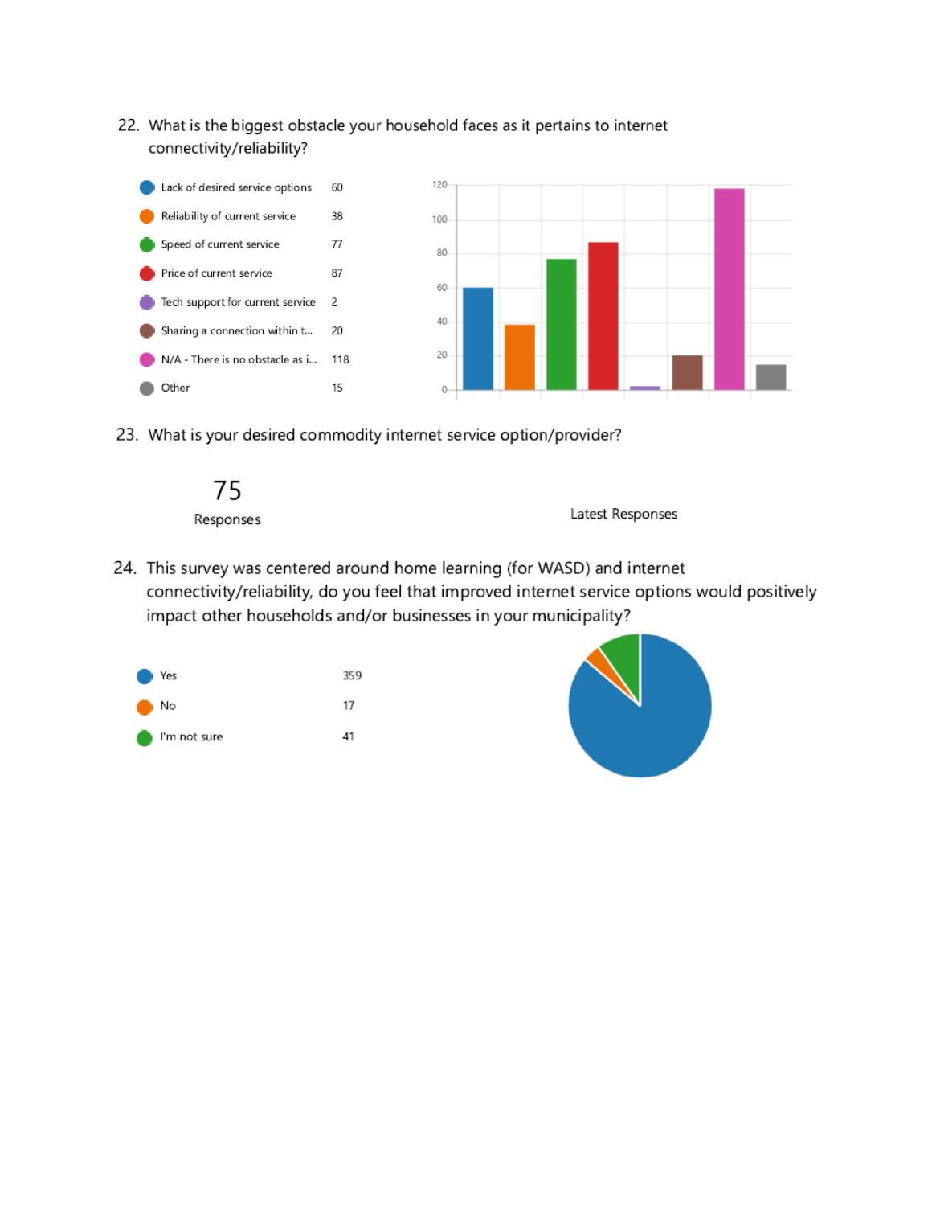22. What is the biggest obstacle your household faces as it pertains to internet connectivity/reliability?

| Option | Count |
| --- | --- |
| Lack of desired service options | 60 |
| Reliability of current service | 38 |
| Speed of current service | 77 |
| Price of current service | 87 |
| Tech support for current service | 2 |
| Sharing a connection within t... | 20 |
| N/A - There is no obstacle as i... | 118 |
| Other | 15 |

23. What is your desired commodity internet service option/provider?

75
Responses

Latest Responses

24. This survey was centered around home learning (for WASD) and internet connectivity/reliability, do you feel that improved internet service options would positively impact other households and/or businesses in your municipality?

| Option | Count |
| --- | --- |
| Yes | 359 |
| No | 17 |
| I'm not sure | 41 |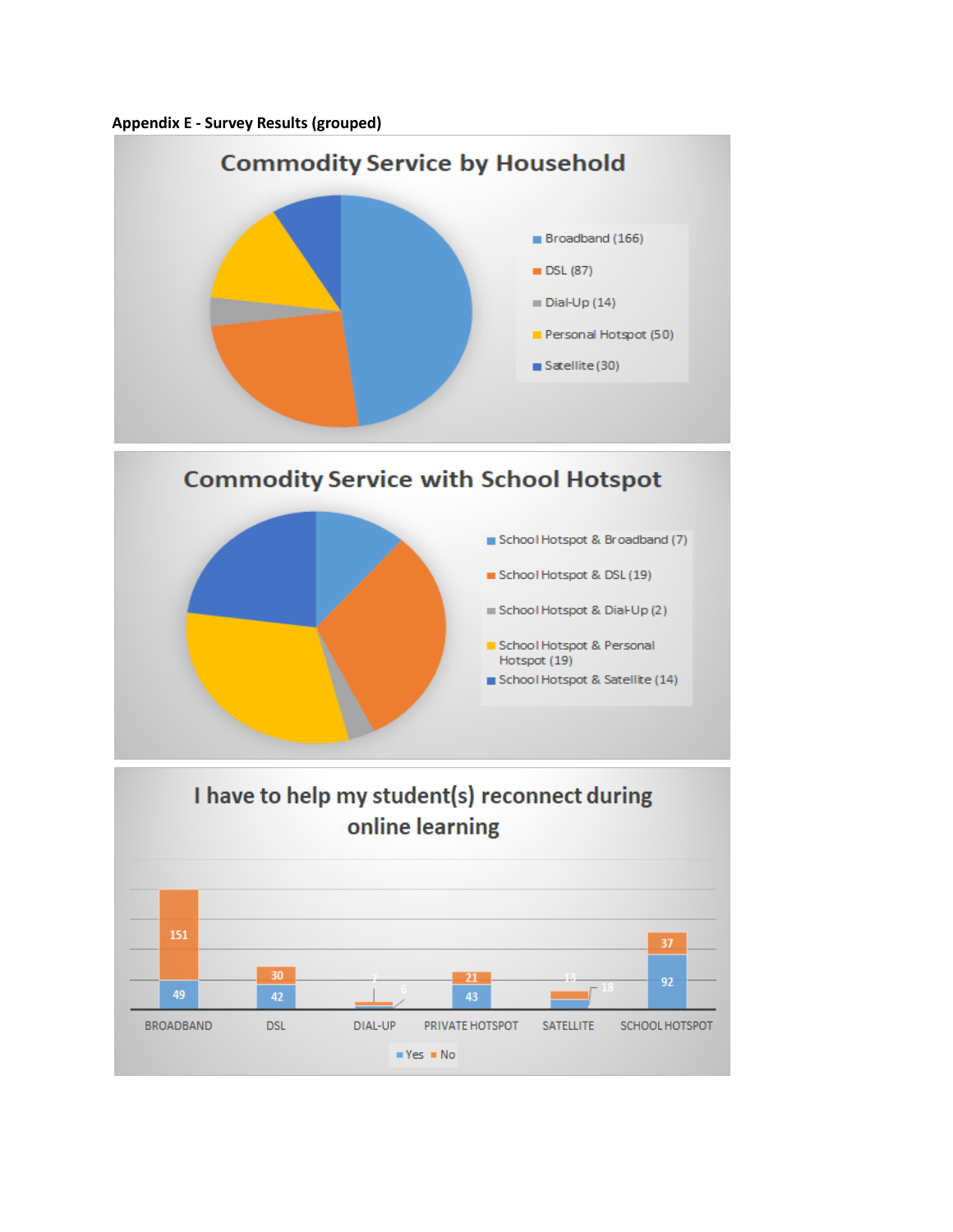**Appendix E - Survey Results (grouped)**

## Commodity Service by Household

- Broadband (166)
- DSL (87)
- Dial-Up (14)
- Personal Hotspot (50)
- Satellite (30)

## Commodity Service with School Hotspot

- School Hotspot & Broadband (7)
- School Hotspot & DSL (19)
- School Hotspot & Dial-Up (2)
- School Hotspot & Personal Hotspot (19)
- School Hotspot & Satellite (14)

## I have to help my student(s) reconnect during online learning

| | Yes | No |
|---|---|---|
| BROADBAND | 49 | 151 |
| DSL | 42 | 30 |
| DIAL-UP | 6 | 7 |
| PRIVATE HOTSPOT | 43 | 21 |
| SATELLITE | 18 | 13 |
| SCHOOL HOTSPOT | 92 | 37 |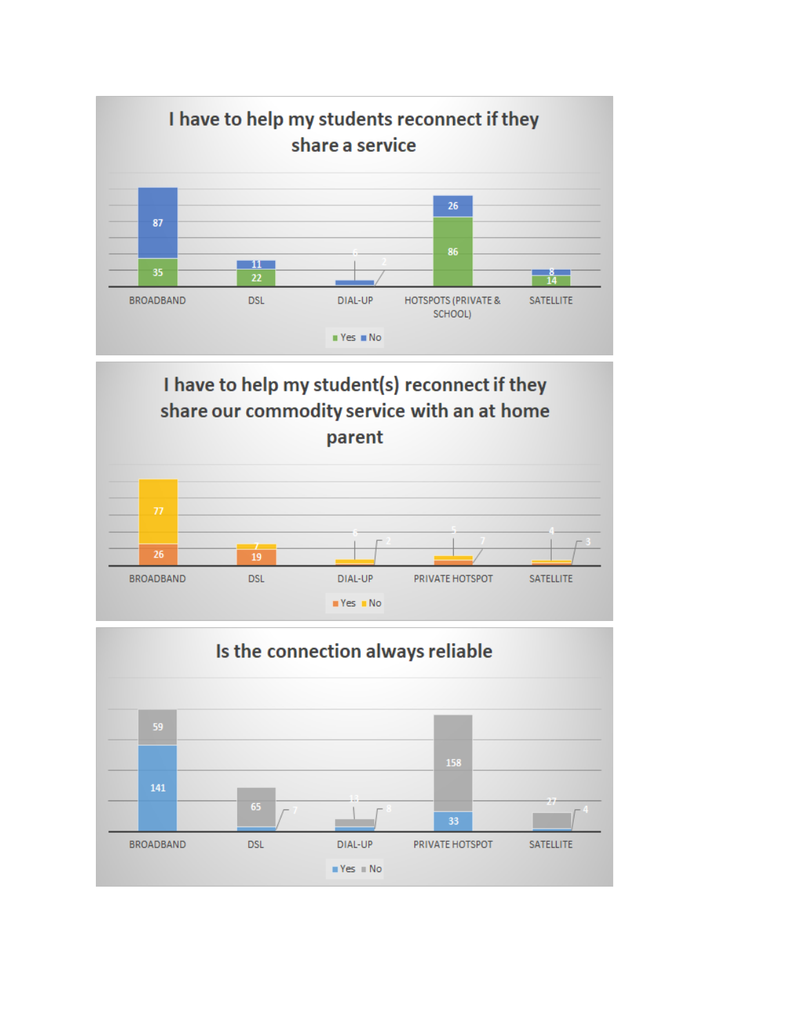### I have to help my students reconnect if they share a service

| | BROADBAND | DSL | DIAL-UP | HOTSPOTS (PRIVATE & SCHOOL) | SATELLITE |
|---|---|---|---|---|---|
| Yes | 35 | 22 | 6 | 86 | 14 |
| No | 87 | 11 | 2 | 26 | 8 |

### I have to help my student(s) reconnect if they share our commodity service with an at home parent

| | BROADBAND | DSL | DIAL-UP | PRIVATE HOTSPOT | SATELLITE |
|---|---|---|---|---|---|
| Yes | 26 | 19 | 6 | 5 | 4 |
| No | 77 | 7 | 2 | 7 | 3 |

### Is the connection always reliable

| | BROADBAND | DSL | DIAL-UP | PRIVATE HOTSPOT | SATELLITE |
|---|---|---|---|---|---|
| Yes | 141 | 7 | 8 | 33 | 4 |
| No | 59 | 65 | 13 | 158 | 27 |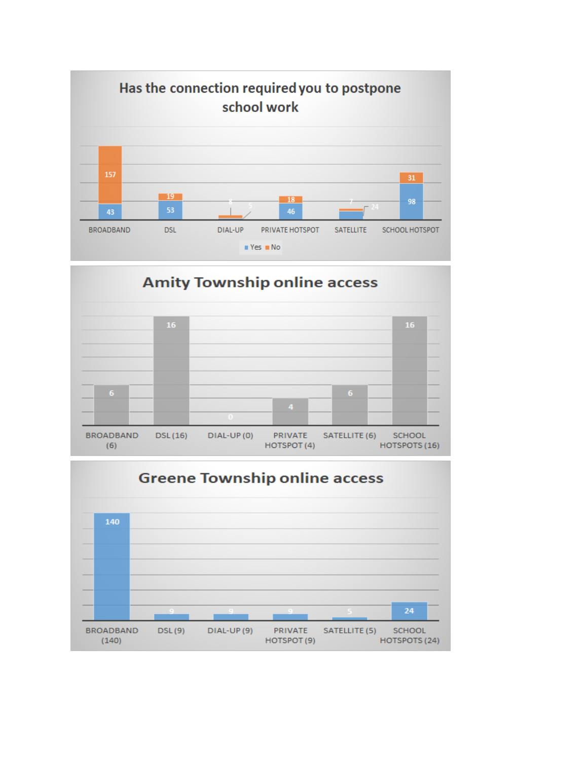## Has the connection required you to postpone school work

| | BROADBAND | DSL | DIAL-UP | PRIVATE HOTSPOT | SATELLITE | SCHOOL HOTSPOT |
|---|---|---|---|---|---|---|
| Yes | 43 | 53 | 5 | 46 | 24 | 98 |
| No | 157 | 19 | 8 | 18 | 7 | 31 |

## Amity Township online access

| BROADBAND (6) | DSL (16) | DIAL-UP (0) | PRIVATE HOTSPOT (4) | SATELLITE (6) | SCHOOL HOTSPOTS (16) |
|---|---|---|---|---|---|
| 6 | 16 | 0 | 4 | 6 | 16 |

## Greene Township online access

| BROADBAND (140) | DSL (9) | DIAL-UP (9) | PRIVATE HOTSPOT (9) | SATELLITE (5) | SCHOOL HOTSPOTS (24) |
|---|---|---|---|---|---|
| 140 | 9 | 9 | 9 | 5 | 24 |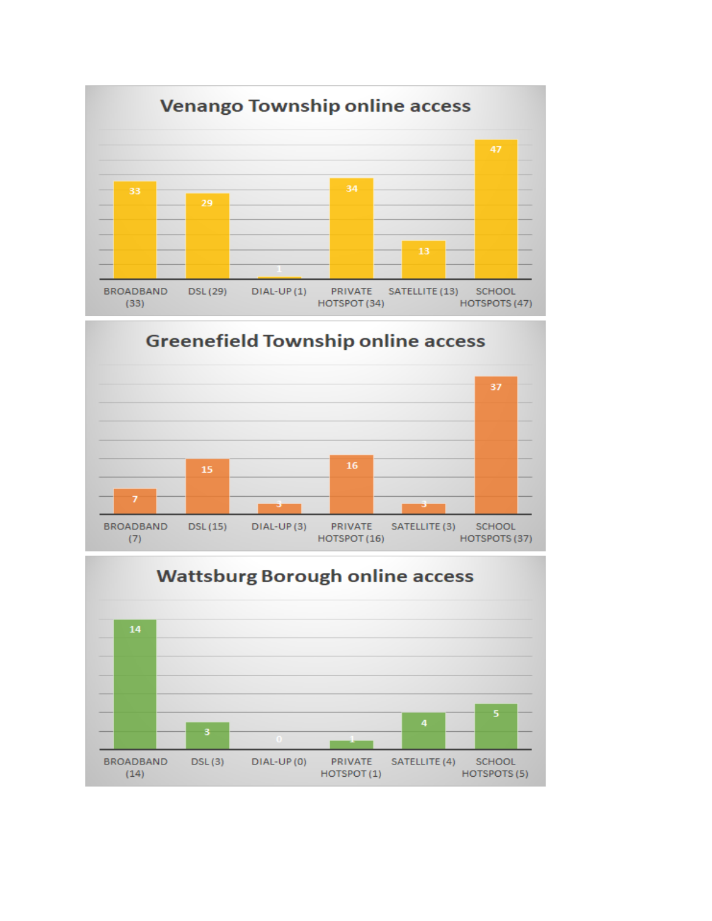## Venango Township online access

| BROADBAND (33) | DSL (29) | DIAL-UP (1) | PRIVATE HOTSPOT (34) | SATELLITE (13) | SCHOOL HOTSPOTS (47) |
|---|---|---|---|---|---|
| 33 | 29 | 1 | 34 | 13 | 47 |

## Greenefield Township online access

| BROADBAND (7) | DSL (15) | DIAL-UP (3) | PRIVATE HOTSPOT (16) | SATELLITE (3) | SCHOOL HOTSPOTS (37) |
|---|---|---|---|---|---|
| 7 | 15 | 3 | 16 | 3 | 37 |

## Wattsburg Borough online access

| BROADBAND (14) | DSL (3) | DIAL-UP (0) | PRIVATE HOTSPOT (1) | SATELLITE (4) | SCHOOL HOTSPOTS (5) |
|---|---|---|---|---|---|
| 14 | 3 | 0 | 1 | 4 | 5 |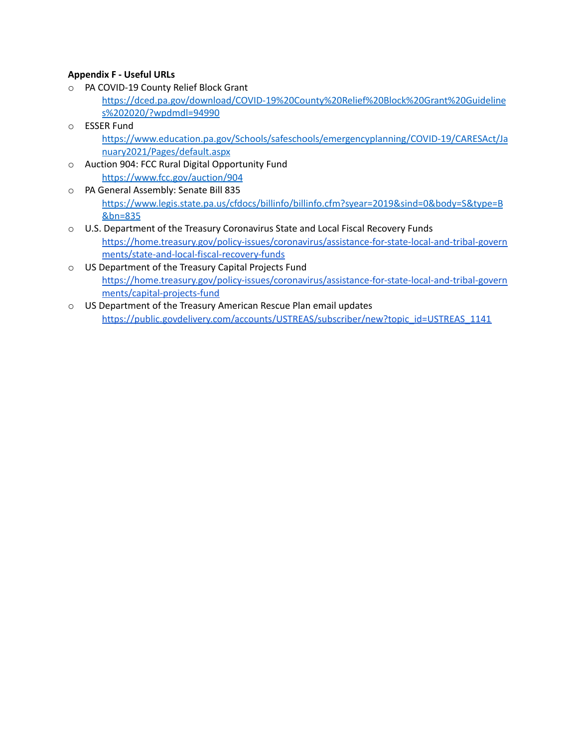**Appendix F - Useful URLs**

- PA COVID-19 County Relief Block Grant
  https://dced.pa.gov/download/COVID-19%20County%20Relief%20Block%20Grant%20Guidelines%202020/?wpdmdl=94990
- ESSER Fund
  https://www.education.pa.gov/Schools/safeschools/emergencyplanning/COVID-19/CARESAct/January2021/Pages/default.aspx
- Auction 904: FCC Rural Digital Opportunity Fund
  https://www.fcc.gov/auction/904
- PA General Assembly: Senate Bill 835
  https://www.legis.state.pa.us/cfdocs/billinfo/billinfo.cfm?syear=2019&sind=0&body=S&type=B&bn=835
- U.S. Department of the Treasury Coronavirus State and Local Fiscal Recovery Funds
  https://home.treasury.gov/policy-issues/coronavirus/assistance-for-state-local-and-tribal-governments/state-and-local-fiscal-recovery-funds
- US Department of the Treasury Capital Projects Fund
  https://home.treasury.gov/policy-issues/coronavirus/assistance-for-state-local-and-tribal-governments/capital-projects-fund
- US Department of the Treasury American Rescue Plan email updates
  https://public.govdelivery.com/accounts/USTREAS/subscriber/new?topic_id=USTREAS_1141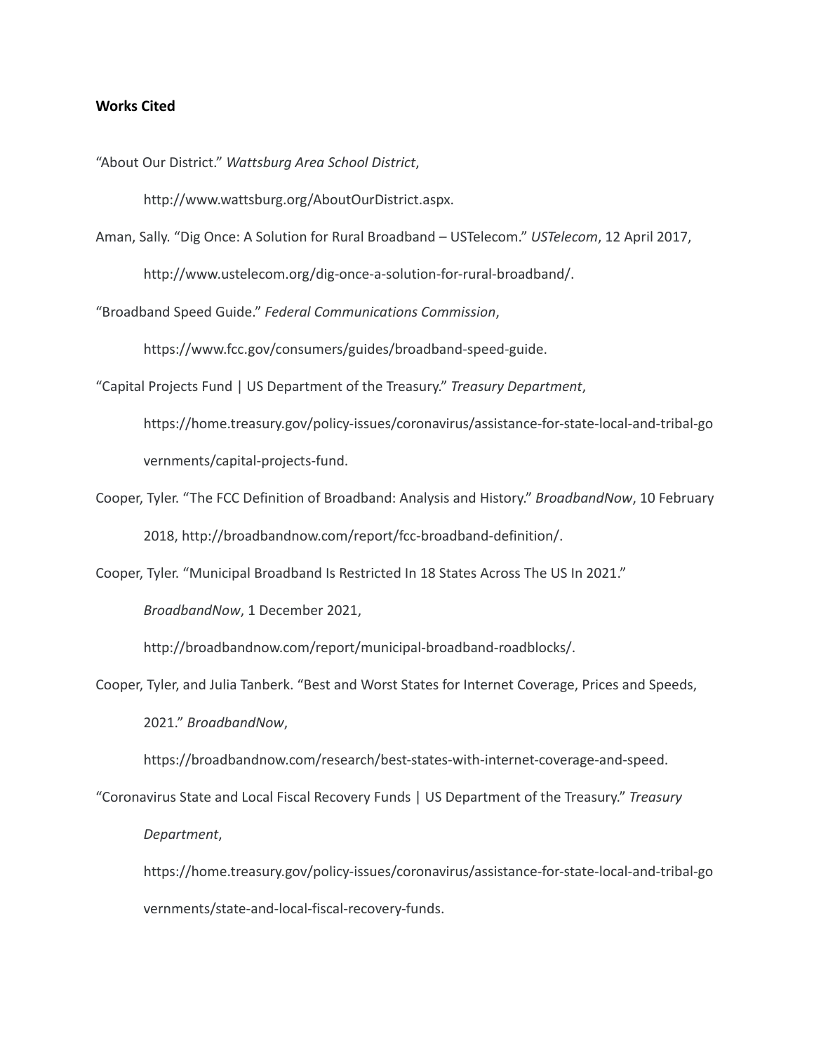**Works Cited**

"About Our District." *Wattsburg Area School District*, http://www.wattsburg.org/AboutOurDistrict.aspx.

Aman, Sally. "Dig Once: A Solution for Rural Broadband – USTelecom." *USTelecom*, 12 April 2017, http://www.ustelecom.org/dig-once-a-solution-for-rural-broadband/.

"Broadband Speed Guide." *Federal Communications Commission*, https://www.fcc.gov/consumers/guides/broadband-speed-guide.

"Capital Projects Fund | US Department of the Treasury." *Treasury Department*, https://home.treasury.gov/policy-issues/coronavirus/assistance-for-state-local-and-tribal-governments/capital-projects-fund.

Cooper, Tyler. "The FCC Definition of Broadband: Analysis and History." *BroadbandNow*, 10 February 2018, http://broadbandnow.com/report/fcc-broadband-definition/.

Cooper, Tyler. "Municipal Broadband Is Restricted In 18 States Across The US In 2021." *BroadbandNow*, 1 December 2021, http://broadbandnow.com/report/municipal-broadband-roadblocks/.

Cooper, Tyler, and Julia Tanberk. "Best and Worst States for Internet Coverage, Prices and Speeds, 2021." *BroadbandNow*, https://broadbandnow.com/research/best-states-with-internet-coverage-and-speed.

"Coronavirus State and Local Fiscal Recovery Funds | US Department of the Treasury." *Treasury Department*, https://home.treasury.gov/policy-issues/coronavirus/assistance-for-state-local-and-tribal-governments/state-and-local-fiscal-recovery-funds.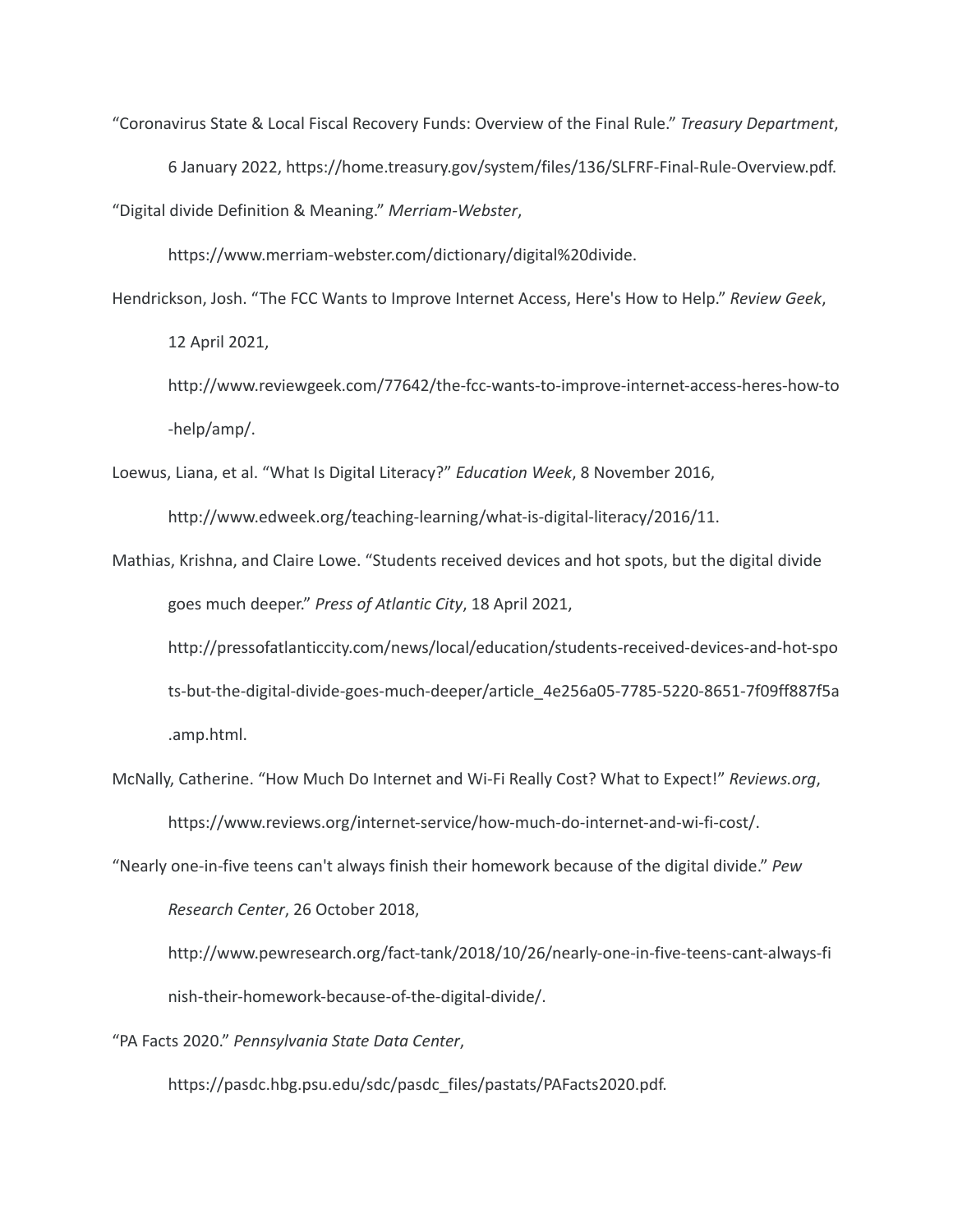"Coronavirus State & Local Fiscal Recovery Funds: Overview of the Final Rule." *Treasury Department*, 6 January 2022, https://home.treasury.gov/system/files/136/SLFRF-Final-Rule-Overview.pdf.

"Digital divide Definition & Meaning." *Merriam-Webster*, https://www.merriam-webster.com/dictionary/digital%20divide.

Hendrickson, Josh. "The FCC Wants to Improve Internet Access, Here's How to Help." *Review Geek*, 12 April 2021, http://www.reviewgeek.com/77642/the-fcc-wants-to-improve-internet-access-heres-how-to-help/amp/.

Loewus, Liana, et al. "What Is Digital Literacy?" *Education Week*, 8 November 2016, http://www.edweek.org/teaching-learning/what-is-digital-literacy/2016/11.

Mathias, Krishna, and Claire Lowe. "Students received devices and hot spots, but the digital divide goes much deeper." *Press of Atlantic City*, 18 April 2021, http://pressofatlanticcity.com/news/local/education/students-received-devices-and-hot-spots-but-the-digital-divide-goes-much-deeper/article_4e256a05-7785-5220-8651-7f09ff887f5a.amp.html.

McNally, Catherine. "How Much Do Internet and Wi-Fi Really Cost? What to Expect!" *Reviews.org*, https://www.reviews.org/internet-service/how-much-do-internet-and-wi-fi-cost/.

"Nearly one-in-five teens can't always finish their homework because of the digital divide." *Pew Research Center*, 26 October 2018, http://www.pewresearch.org/fact-tank/2018/10/26/nearly-one-in-five-teens-cant-always-finish-their-homework-because-of-the-digital-divide/.

"PA Facts 2020." *Pennsylvania State Data Center*, https://pasdc.hbg.psu.edu/sdc/pasdc_files/pastats/PAFacts2020.pdf.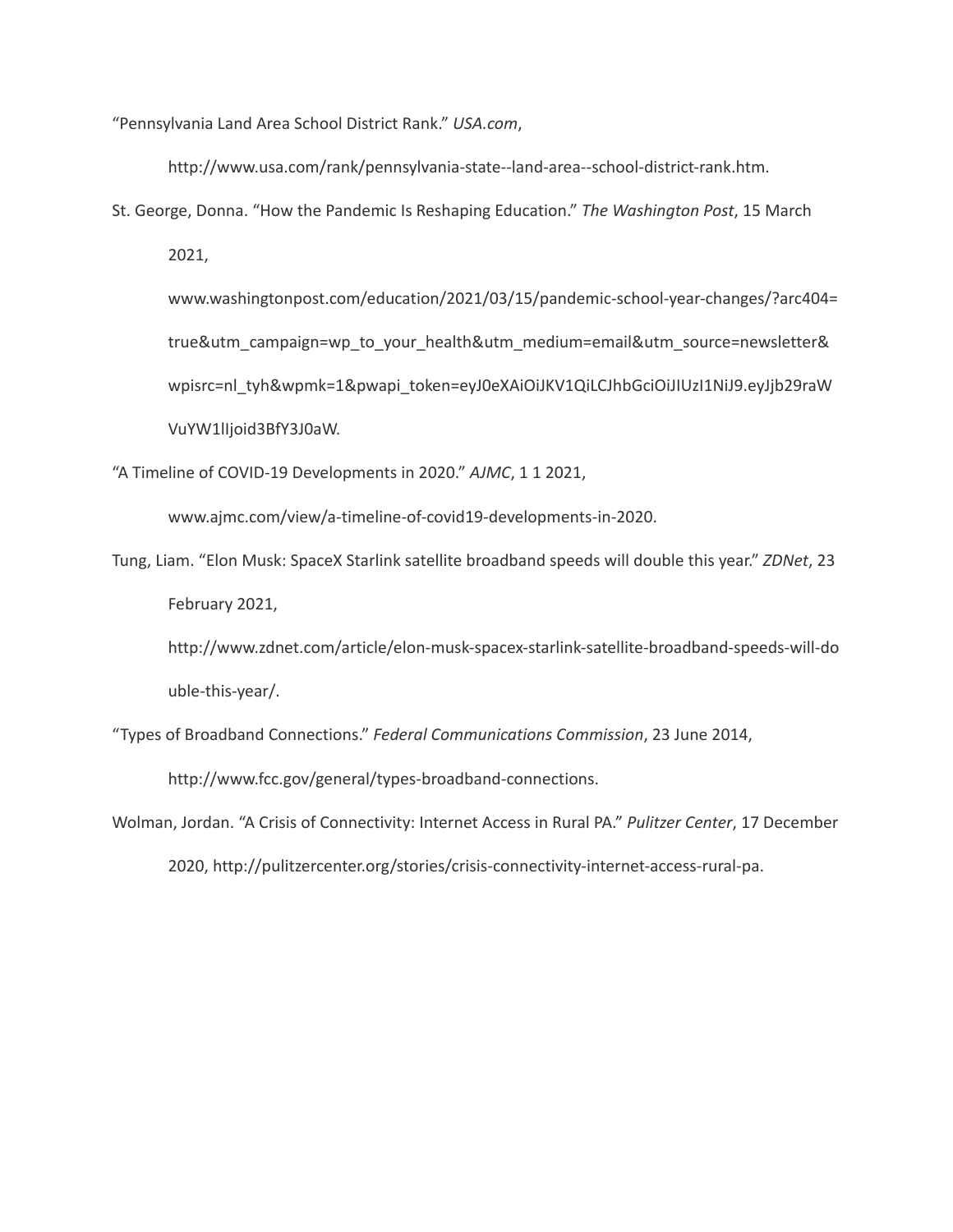"Pennsylvania Land Area School District Rank." *USA.com*, http://www.usa.com/rank/pennsylvania-state--land-area--school-district-rank.htm.

St. George, Donna. "How the Pandemic Is Reshaping Education." *The Washington Post*, 15 March 2021, www.washingtonpost.com/education/2021/03/15/pandemic-school-year-changes/?arc404=true&utm_campaign=wp_to_your_health&utm_medium=email&utm_source=newsletter&wpisrc=nl_tyh&wpmk=1&pwapi_token=eyJ0eXAiOiJKV1QiLCJhbGciOiJIUzI1NiJ9.eyJjb29raWVuYW1lIjoid3BfY3J0aW.

"A Timeline of COVID-19 Developments in 2020." *AJMC*, 1 1 2021, www.ajmc.com/view/a-timeline-of-covid19-developments-in-2020.

Tung, Liam. "Elon Musk: SpaceX Starlink satellite broadband speeds will double this year." *ZDNet*, 23 February 2021, http://www.zdnet.com/article/elon-musk-spacex-starlink-satellite-broadband-speeds-will-double-this-year/.

"Types of Broadband Connections." *Federal Communications Commission*, 23 June 2014, http://www.fcc.gov/general/types-broadband-connections.

Wolman, Jordan. "A Crisis of Connectivity: Internet Access in Rural PA." *Pulitzer Center*, 17 December 2020, http://pulitzercenter.org/stories/crisis-connectivity-internet-access-rural-pa.